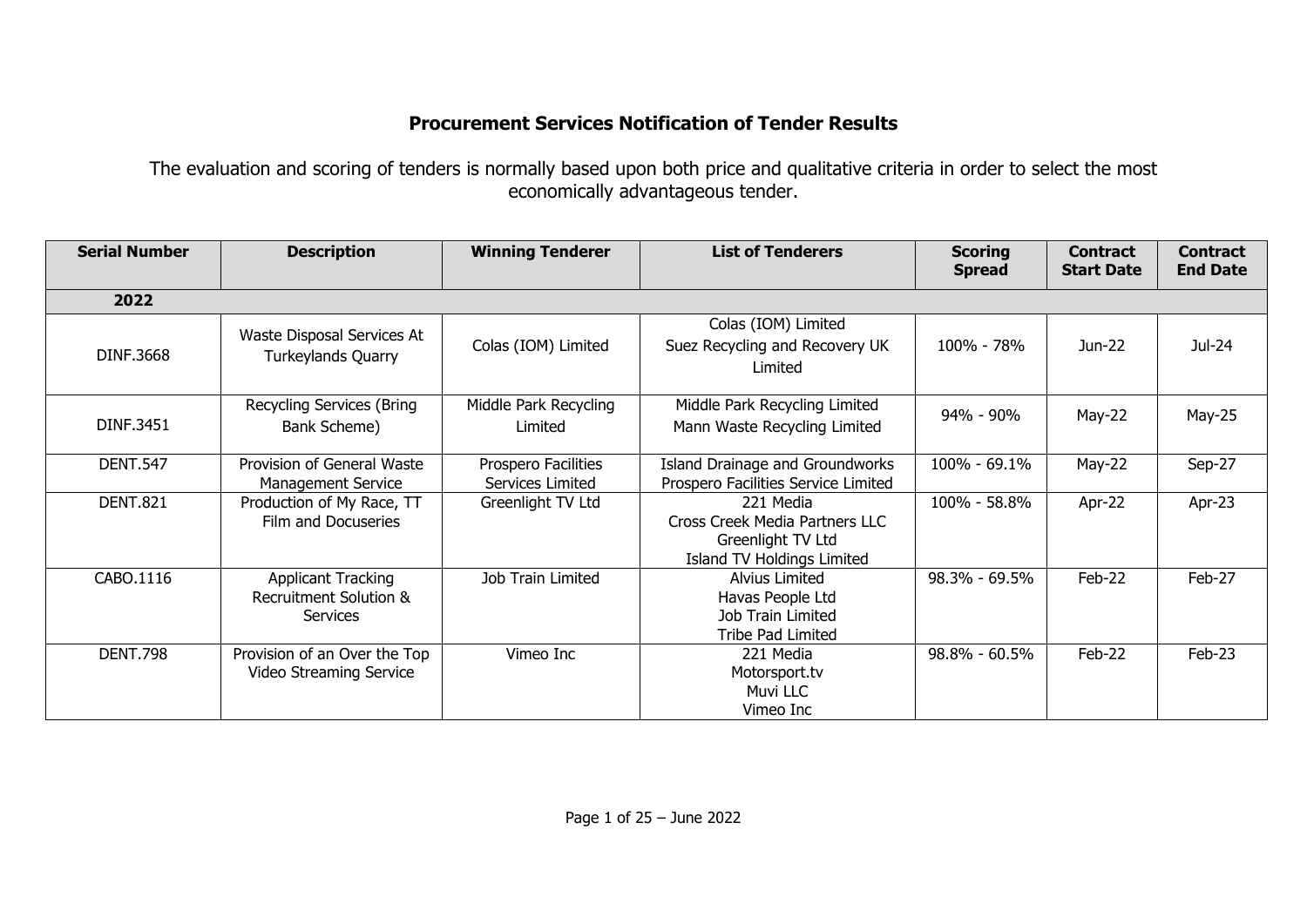# Procurement Services Notification of Tender Results

The evaluation and scoring of tenders is normally based upon both price and qualitative criteria in order to select the most economically advantageous tender.

| Serial Number | Description | Winning Tenderer | List of Tenderers | Scoring Spread | Contract Start Date | Contract End Date |
|---|---|---|---|---|---|---|
| **2022** | | | | | | |
| DINF.3668 | Waste Disposal Services At Turkeylands Quarry | Colas (IOM) Limited | Colas (IOM) Limited<br>Suez Recycling and Recovery UK Limited | 100% - 78% | Jun-22 | Jul-24 |
| DINF.3451 | Recycling Services (Bring Bank Scheme) | Middle Park Recycling Limited | Middle Park Recycling Limited<br>Mann Waste Recycling Limited | 94% - 90% | May-22 | May-25 |
| DENT.547 | Provision of General Waste Management Service | Prospero Facilities Services Limited | Island Drainage and Groundworks<br>Prospero Facilities Service Limited | 100% - 69.1% | May-22 | Sep-27 |
| DENT.821 | Production of My Race, TT Film and Docuseries | Greenlight TV Ltd | 221 Media<br>Cross Creek Media Partners LLC<br>Greenlight TV Ltd<br>Island TV Holdings Limited | 100% - 58.8% | Apr-22 | Apr-23 |
| CABO.1116 | Applicant Tracking Recruitment Solution & Services | Job Train Limited | Alvius Limited<br>Havas People Ltd<br>Job Train Limited<br>Tribe Pad Limited | 98.3% - 69.5% | Feb-22 | Feb-27 |
| DENT.798 | Provision of an Over the Top Video Streaming Service | Vimeo Inc | 221 Media<br>Motorsport.tv<br>Muvi LLC<br>Vimeo Inc | 98.8% - 60.5% | Feb-22 | Feb-23 |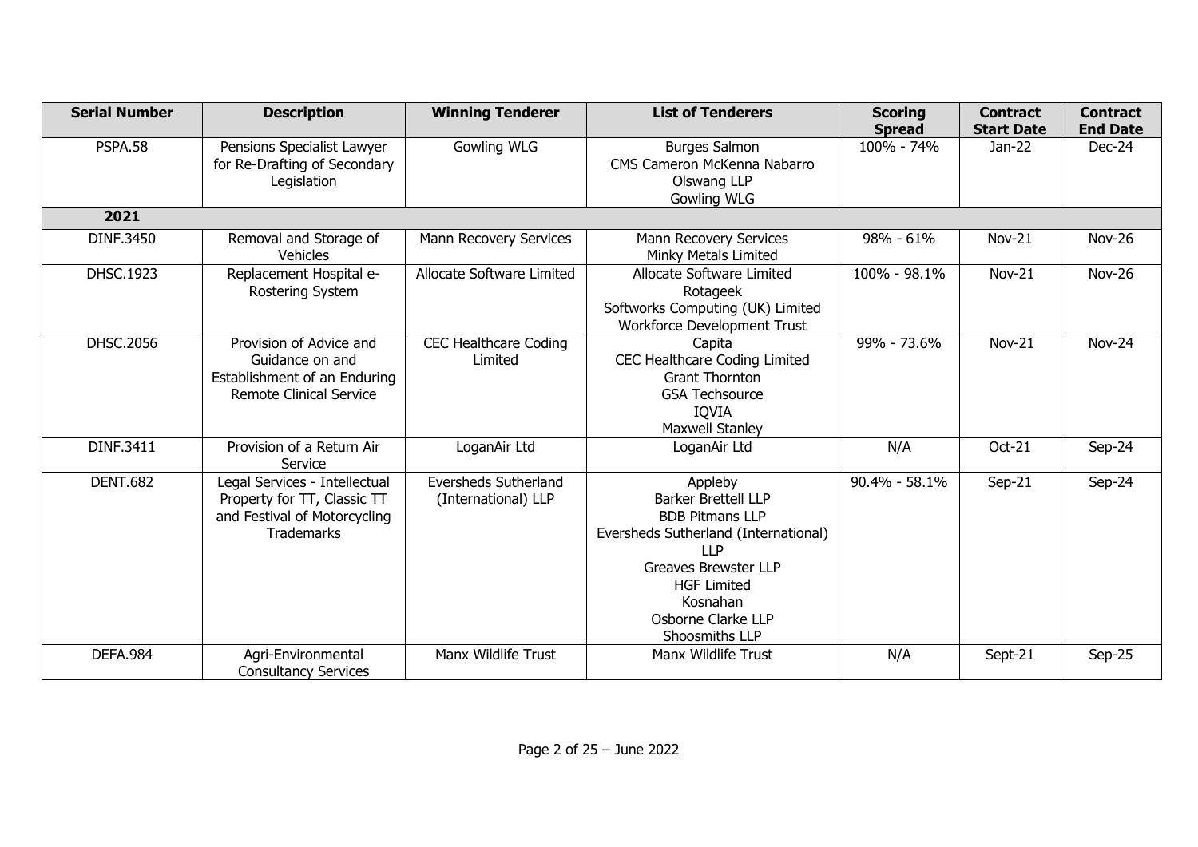| Serial Number | Description | Winning Tenderer | List of Tenderers | Scoring Spread | Contract Start Date | Contract End Date |
|---|---|---|---|---|---|---|
| PSPA.58 | Pensions Specialist Lawyer for Re-Drafting of Secondary Legislation | Gowling WLG | Burges Salmon<br>CMS Cameron McKenna Nabarro<br>Olswang LLP<br>Gowling WLG | 100% - 74% | Jan-22 | Dec-24 |
| **2021** | | | | | | |
| DINF.3450 | Removal and Storage of Vehicles | Mann Recovery Services | Mann Recovery Services<br>Minky Metals Limited | 98% - 61% | Nov-21 | Nov-26 |
| DHSC.1923 | Replacement Hospital e-Rostering System | Allocate Software Limited | Allocate Software Limited<br>Rotageek<br>Softworks Computing (UK) Limited<br>Workforce Development Trust | 100% - 98.1% | Nov-21 | Nov-26 |
| DHSC.2056 | Provision of Advice and Guidance on and Establishment of an Enduring Remote Clinical Service | CEC Healthcare Coding Limited | Capita<br>CEC Healthcare Coding Limited<br>Grant Thornton<br>GSA Techsource<br>IQVIA<br>Maxwell Stanley | 99% - 73.6% | Nov-21 | Nov-24 |
| DINF.3411 | Provision of a Return Air Service | LoganAir Ltd | LoganAir Ltd | N/A | Oct-21 | Sep-24 |
| DENT.682 | Legal Services - Intellectual Property for TT, Classic TT and Festival of Motorcycling Trademarks | Eversheds Sutherland (International) LLP | Appleby<br>Barker Brettell LLP<br>BDB Pitmans LLP<br>Eversheds Sutherland (International) LLP<br>Greaves Brewster LLP<br>HGF Limited<br>Kosnahan<br>Osborne Clarke LLP<br>Shoosmiths LLP | 90.4% - 58.1% | Sep-21 | Sep-24 |
| DEFA.984 | Agri-Environmental Consultancy Services | Manx Wildlife Trust | Manx Wildlife Trust | N/A | Sept-21 | Sep-25 |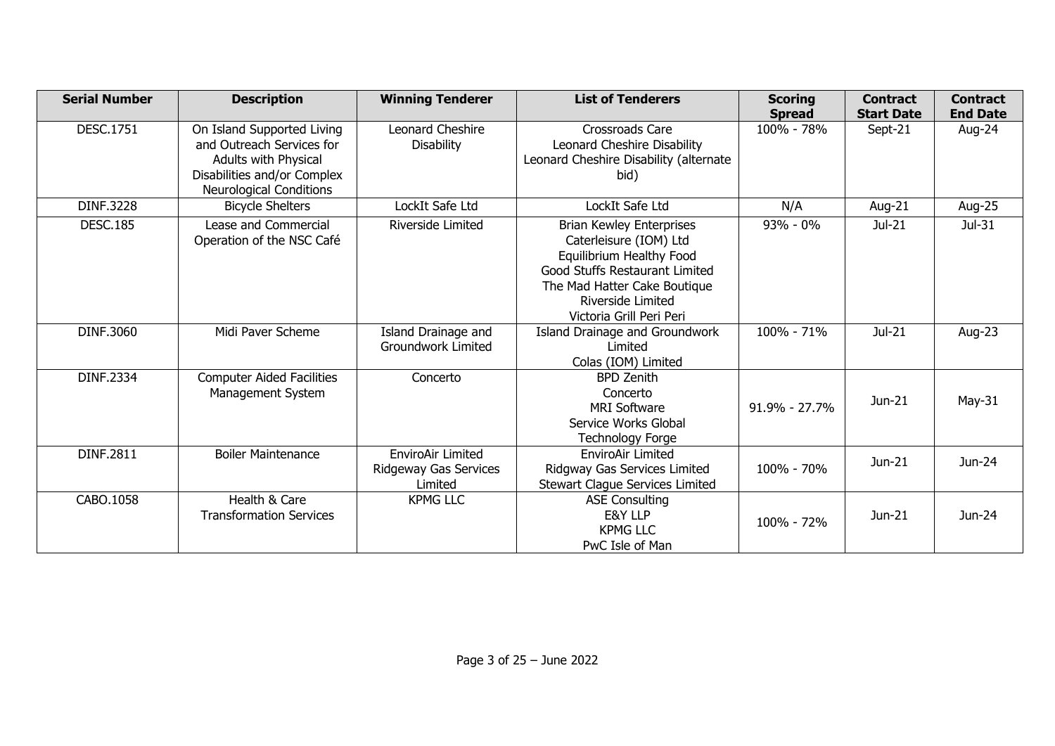| Serial Number | Description | Winning Tenderer | List of Tenderers | Scoring Spread | Contract Start Date | Contract End Date |
|---|---|---|---|---|---|---|
| DESC.1751 | On Island Supported Living and Outreach Services for Adults with Physical Disabilities and/or Complex Neurological Conditions | Leonard Cheshire Disability | Crossroads Care<br>Leonard Cheshire Disability<br>Leonard Cheshire Disability (alternate bid) | 100% - 78% | Sept-21 | Aug-24 |
| DINF.3228 | Bicycle Shelters | LockIt Safe Ltd | LockIt Safe Ltd | N/A | Aug-21 | Aug-25 |
| DESC.185 | Lease and Commercial Operation of the NSC Café | Riverside Limited | Brian Kewley Enterprises<br>Caterleisure (IOM) Ltd<br>Equilibrium Healthy Food<br>Good Stuffs Restaurant Limited<br>The Mad Hatter Cake Boutique<br>Riverside Limited<br>Victoria Grill Peri Peri | 93% - 0% | Jul-21 | Jul-31 |
| DINF.3060 | Midi Paver Scheme | Island Drainage and Groundwork Limited | Island Drainage and Groundwork Limited<br>Colas (IOM) Limited | 100% - 71% | Jul-21 | Aug-23 |
| DINF.2334 | Computer Aided Facilities Management System | Concerto | BPD Zenith<br>Concerto<br>MRI Software<br>Service Works Global<br>Technology Forge | 91.9% - 27.7% | Jun-21 | May-31 |
| DINF.2811 | Boiler Maintenance | EnviroAir Limited<br>Ridgeway Gas Services Limited | EnviroAir Limited<br>Ridgway Gas Services Limited<br>Stewart Clague Services Limited | 100% - 70% | Jun-21 | Jun-24 |
| CABO.1058 | Health & Care Transformation Services | KPMG LLC | ASE Consulting<br>E&Y LLP<br>KPMG LLC<br>PwC Isle of Man | 100% - 72% | Jun-21 | Jun-24 |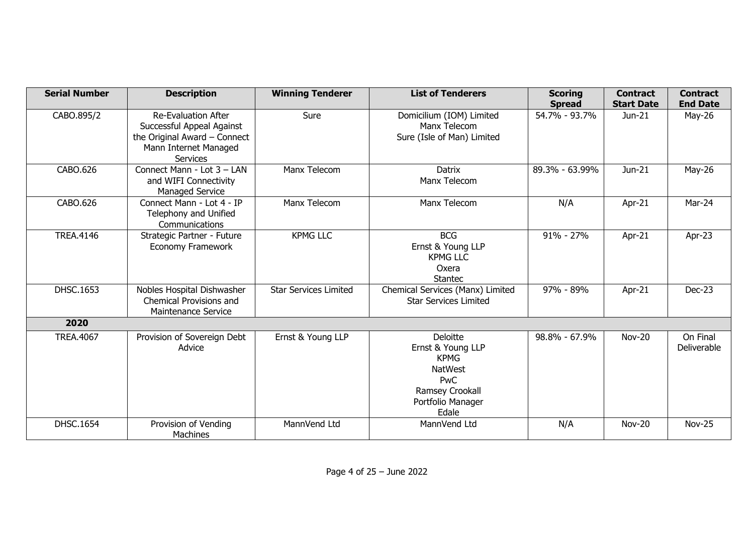| Serial Number | Description | Winning Tenderer | List of Tenderers | Scoring Spread | Contract Start Date | Contract End Date |
|---|---|---|---|---|---|---|
| CABO.895/2 | Re-Evaluation After Successful Appeal Against the Original Award – Connect Mann Internet Managed Services | Sure | Domicilium (IOM) Limited<br>Manx Telecom<br>Sure (Isle of Man) Limited | 54.7% - 93.7% | Jun-21 | May-26 |
| CABO.626 | Connect Mann - Lot 3 – LAN and WIFI Connectivity Managed Service | Manx Telecom | Datrix<br>Manx Telecom | 89.3% - 63.99% | Jun-21 | May-26 |
| CABO.626 | Connect Mann - Lot 4 - IP Telephony and Unified Communications | Manx Telecom | Manx Telecom | N/A | Apr-21 | Mar-24 |
| TREA.4146 | Strategic Partner - Future Economy Framework | KPMG LLC | BCG<br>Ernst & Young LLP<br>KPMG LLC<br>Oxera<br>Stantec | 91% - 27% | Apr-21 | Apr-23 |
| DHSC.1653 | Nobles Hospital Dishwasher Chemical Provisions and Maintenance Service | Star Services Limited | Chemical Services (Manx) Limited<br>Star Services Limited | 97% - 89% | Apr-21 | Dec-23 |
| **2020** | | | | | | |
| TREA.4067 | Provision of Sovereign Debt Advice | Ernst & Young LLP | Deloitte<br>Ernst & Young LLP<br>KPMG<br>NatWest<br>PwC<br>Ramsey Crookall<br>Portfolio Manager<br>Edale | 98.8% - 67.9% | Nov-20 | On Final Deliverable |
| DHSC.1654 | Provision of Vending Machines | MannVend Ltd | MannVend Ltd | N/A | Nov-20 | Nov-25 |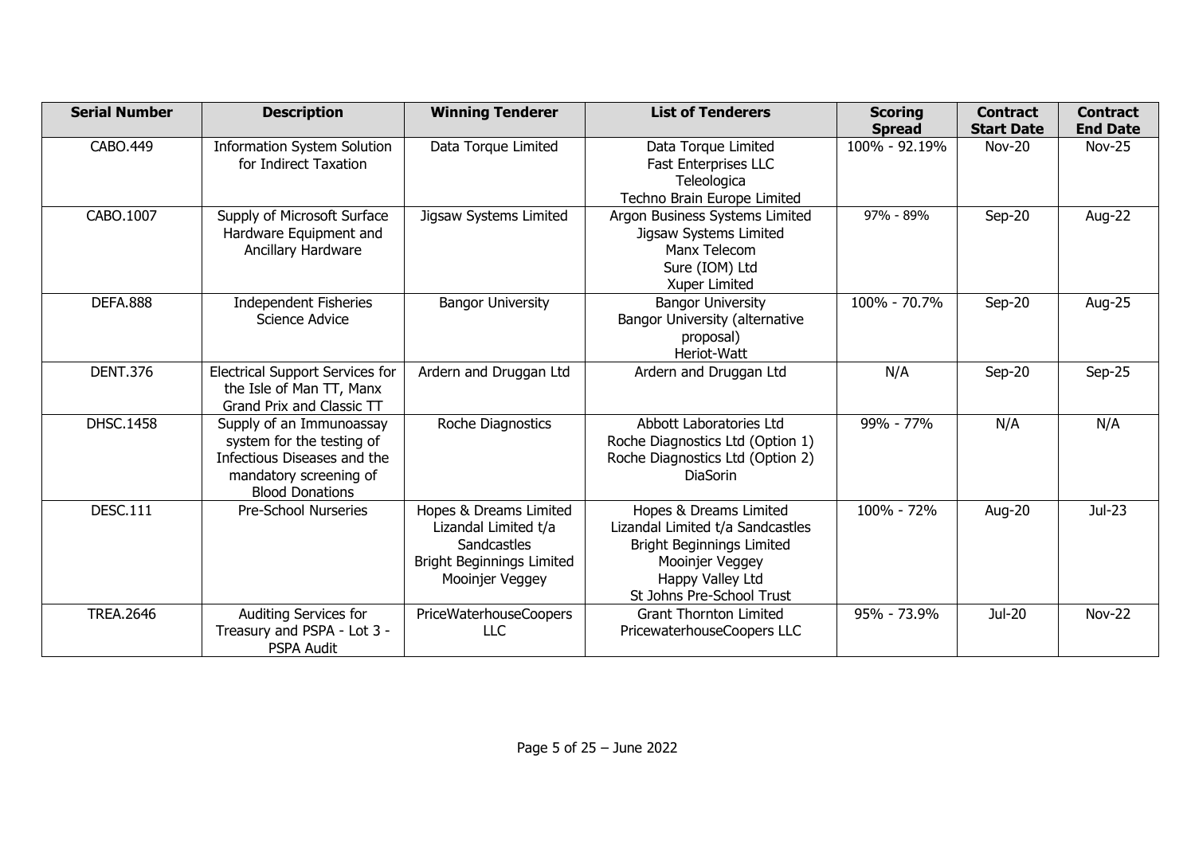| Serial Number | Description | Winning Tenderer | List of Tenderers | Scoring Spread | Contract Start Date | Contract End Date |
|---|---|---|---|---|---|---|
| CABO.449 | Information System Solution for Indirect Taxation | Data Torque Limited | Data Torque Limited<br>Fast Enterprises LLC<br>Teleologica<br>Techno Brain Europe Limited | 100% - 92.19% | Nov-20 | Nov-25 |
| CABO.1007 | Supply of Microsoft Surface Hardware Equipment and Ancillary Hardware | Jigsaw Systems Limited | Argon Business Systems Limited<br>Jigsaw Systems Limited<br>Manx Telecom<br>Sure (IOM) Ltd<br>Xuper Limited | 97% - 89% | Sep-20 | Aug-22 |
| DEFA.888 | Independent Fisheries Science Advice | Bangor University | Bangor University<br>Bangor University (alternative proposal)<br>Heriot-Watt | 100% - 70.7% | Sep-20 | Aug-25 |
| DENT.376 | Electrical Support Services for the Isle of Man TT, Manx Grand Prix and Classic TT | Ardern and Druggan Ltd | Ardern and Druggan Ltd | N/A | Sep-20 | Sep-25 |
| DHSC.1458 | Supply of an Immunoassay system for the testing of Infectious Diseases and the mandatory screening of Blood Donations | Roche Diagnostics | Abbott Laboratories Ltd<br>Roche Diagnostics Ltd (Option 1)<br>Roche Diagnostics Ltd (Option 2)<br>DiaSorin | 99% - 77% | N/A | N/A |
| DESC.111 | Pre-School Nurseries | Hopes & Dreams Limited<br>Lizandal Limited t/a Sandcastles<br>Bright Beginnings Limited<br>Mooinjer Veggey | Hopes & Dreams Limited<br>Lizandal Limited t/a Sandcastles<br>Bright Beginnings Limited<br>Mooinjer Veggey<br>Happy Valley Ltd<br>St Johns Pre-School Trust | 100% - 72% | Aug-20 | Jul-23 |
| TREA.2646 | Auditing Services for Treasury and PSPA - Lot 3 - PSPA Audit | PriceWaterhouseCoopers LLC | Grant Thornton Limited<br>PricewaterhouseCoopers LLC | 95% - 73.9% | Jul-20 | Nov-22 |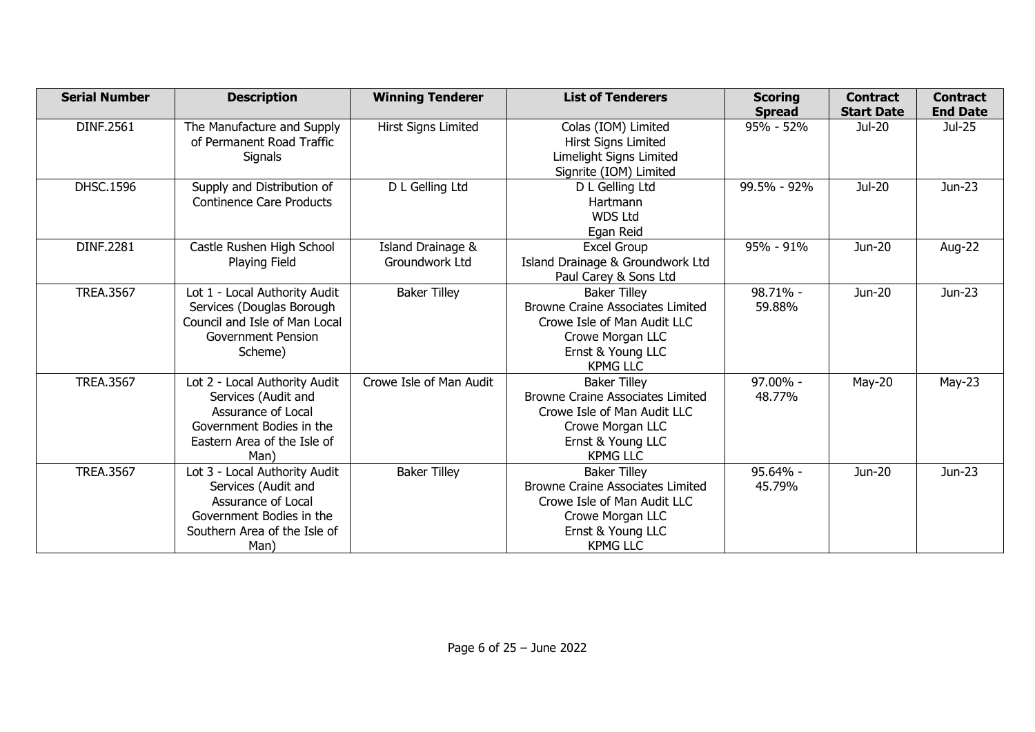| Serial Number | Description | Winning Tenderer | List of Tenderers | Scoring Spread | Contract Start Date | Contract End Date |
|---|---|---|---|---|---|---|
| DINF.2561 | The Manufacture and Supply of Permanent Road Traffic Signals | Hirst Signs Limited | Colas (IOM) Limited<br>Hirst Signs Limited<br>Limelight Signs Limited<br>Signrite (IOM) Limited | 95% - 52% | Jul-20 | Jul-25 |
| DHSC.1596 | Supply and Distribution of Continence Care Products | D L Gelling Ltd | D L Gelling Ltd<br>Hartmann<br>WDS Ltd<br>Egan Reid | 99.5% - 92% | Jul-20 | Jun-23 |
| DINF.2281 | Castle Rushen High School Playing Field | Island Drainage & Groundwork Ltd | Excel Group<br>Island Drainage & Groundwork Ltd<br>Paul Carey & Sons Ltd | 95% - 91% | Jun-20 | Aug-22 |
| TREA.3567 | Lot 1 - Local Authority Audit Services (Douglas Borough Council and Isle of Man Local Government Pension Scheme) | Baker Tilley | Baker Tilley<br>Browne Craine Associates Limited<br>Crowe Isle of Man Audit LLC<br>Crowe Morgan LLC<br>Ernst & Young LLC<br>KPMG LLC | 98.71% - 59.88% | Jun-20 | Jun-23 |
| TREA.3567 | Lot 2 - Local Authority Audit Services (Audit and Assurance of Local Government Bodies in the Eastern Area of the Isle of Man) | Crowe Isle of Man Audit | Baker Tilley<br>Browne Craine Associates Limited<br>Crowe Isle of Man Audit LLC<br>Crowe Morgan LLC<br>Ernst & Young LLC<br>KPMG LLC | 97.00% - 48.77% | May-20 | May-23 |
| TREA.3567 | Lot 3 - Local Authority Audit Services (Audit and Assurance of Local Government Bodies in the Southern Area of the Isle of Man) | Baker Tilley | Baker Tilley<br>Browne Craine Associates Limited<br>Crowe Isle of Man Audit LLC<br>Crowe Morgan LLC<br>Ernst & Young LLC<br>KPMG LLC | 95.64% - 45.79% | Jun-20 | Jun-23 |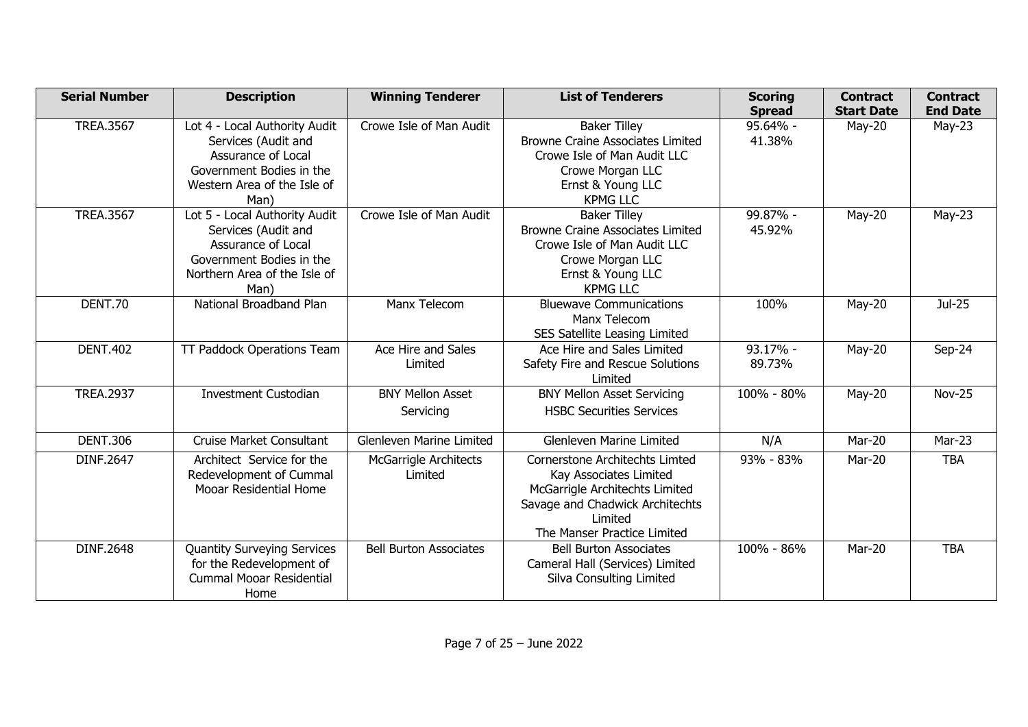| Serial Number | Description | Winning Tenderer | List of Tenderers | Scoring Spread | Contract Start Date | Contract End Date |
|---|---|---|---|---|---|---|
| TREA.3567 | Lot 4 - Local Authority Audit Services (Audit and Assurance of Local Government Bodies in the Western Area of the Isle of Man) | Crowe Isle of Man Audit | Baker Tilley<br>Browne Craine Associates Limited<br>Crowe Isle of Man Audit LLC<br>Crowe Morgan LLC<br>Ernst & Young LLC<br>KPMG LLC | 95.64% - 41.38% | May-20 | May-23 |
| TREA.3567 | Lot 5 - Local Authority Audit Services (Audit and Assurance of Local Government Bodies in the Northern Area of the Isle of Man) | Crowe Isle of Man Audit | Baker Tilley<br>Browne Craine Associates Limited<br>Crowe Isle of Man Audit LLC<br>Crowe Morgan LLC<br>Ernst & Young LLC<br>KPMG LLC | 99.87% - 45.92% | May-20 | May-23 |
| DENT.70 | National Broadband Plan | Manx Telecom | Bluewave Communications<br>Manx Telecom<br>SES Satellite Leasing Limited | 100% | May-20 | Jul-25 |
| DENT.402 | TT Paddock Operations Team | Ace Hire and Sales Limited | Ace Hire and Sales Limited<br>Safety Fire and Rescue Solutions Limited | 93.17% - 89.73% | May-20 | Sep-24 |
| TREA.2937 | Investment Custodian | BNY Mellon Asset Servicing | BNY Mellon Asset Servicing<br>HSBC Securities Services | 100% - 80% | May-20 | Nov-25 |
| DENT.306 | Cruise Market Consultant | Glenleven Marine Limited | Glenleven Marine Limited | N/A | Mar-20 | Mar-23 |
| DINF.2647 | Architect Service for the Redevelopment of Cummal Mooar Residential Home | McGarrigle Architects Limited | Cornerstone Architechts Limted<br>Kay Associates Limited<br>McGarrigle Architechts Limited<br>Savage and Chadwick Architechts Limited<br>The Manser Practice Limited | 93% - 83% | Mar-20 | TBA |
| DINF.2648 | Quantity Surveying Services for the Redevelopment of Cummal Mooar Residential Home | Bell Burton Associates | Bell Burton Associates<br>Cameral Hall (Services) Limited<br>Silva Consulting Limited | 100% - 86% | Mar-20 | TBA |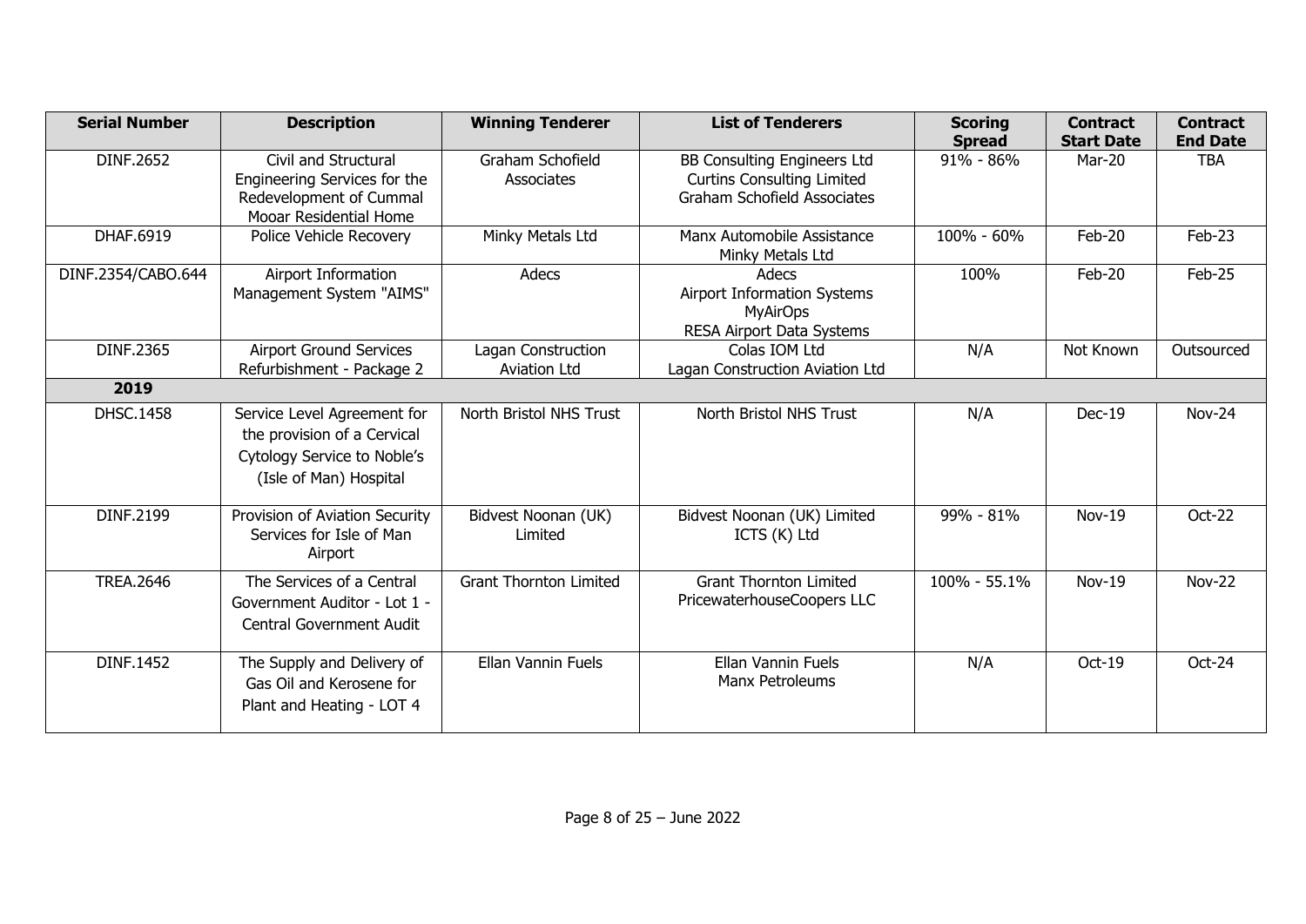| Serial Number | Description | Winning Tenderer | List of Tenderers | Scoring Spread | Contract Start Date | Contract End Date |
|---|---|---|---|---|---|---|
| DINF.2652 | Civil and Structural Engineering Services for the Redevelopment of Cummal Mooar Residential Home | Graham Schofield Associates | BB Consulting Engineers Ltd<br>Curtins Consulting Limited<br>Graham Schofield Associates | 91% - 86% | Mar-20 | TBA |
| DHAF.6919 | Police Vehicle Recovery | Minky Metals Ltd | Manx Automobile Assistance<br>Minky Metals Ltd | 100% - 60% | Feb-20 | Feb-23 |
| DINF.2354/CABO.644 | Airport Information Management System "AIMS" | Adecs | Adecs<br>Airport Information Systems<br>MyAirOps<br>RESA Airport Data Systems | 100% | Feb-20 | Feb-25 |
| DINF.2365 | Airport Ground Services Refurbishment - Package 2 | Lagan Construction Aviation Ltd | Colas IOM Ltd<br>Lagan Construction Aviation Ltd | N/A | Not Known | Outsourced |
| **2019** | | | | | | |
| DHSC.1458 | Service Level Agreement for the provision of a Cervical Cytology Service to Noble's (Isle of Man) Hospital | North Bristol NHS Trust | North Bristol NHS Trust | N/A | Dec-19 | Nov-24 |
| DINF.2199 | Provision of Aviation Security Services for Isle of Man Airport | Bidvest Noonan (UK) Limited | Bidvest Noonan (UK) Limited<br>ICTS (K) Ltd | 99% - 81% | Nov-19 | Oct-22 |
| TREA.2646 | The Services of a Central Government Auditor - Lot 1 - Central Government Audit | Grant Thornton Limited | Grant Thornton Limited<br>PricewaterhouseCoopers LLC | 100% - 55.1% | Nov-19 | Nov-22 |
| DINF.1452 | The Supply and Delivery of Gas Oil and Kerosene for Plant and Heating - LOT 4 | Ellan Vannin Fuels | Ellan Vannin Fuels<br>Manx Petroleums | N/A | Oct-19 | Oct-24 |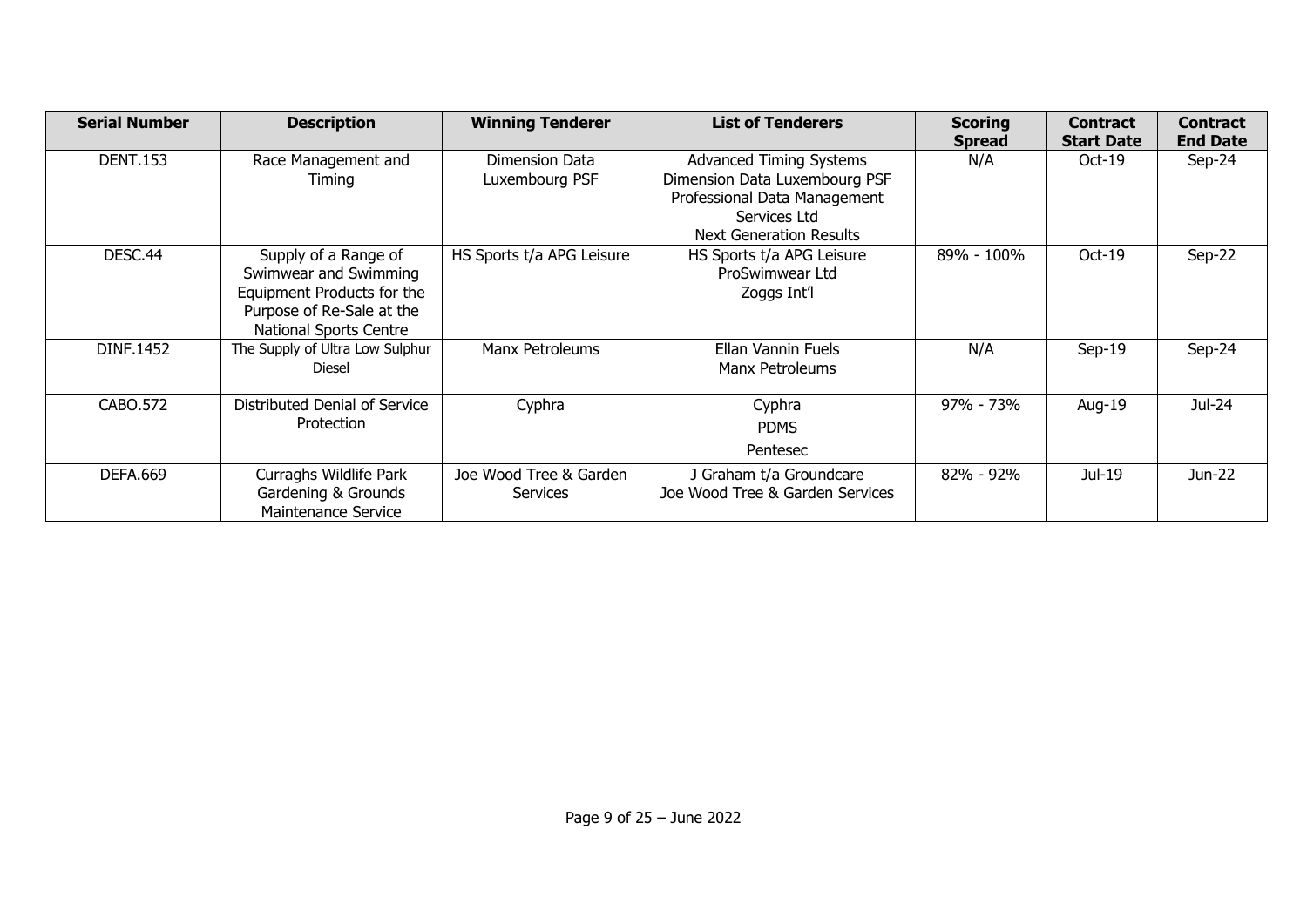| Serial Number | Description | Winning Tenderer | List of Tenderers | Scoring Spread | Contract Start Date | Contract End Date |
|---|---|---|---|---|---|---|
| DENT.153 | Race Management and Timing | Dimension Data Luxembourg PSF | Advanced Timing Systems<br>Dimension Data Luxembourg PSF<br>Professional Data Management Services Ltd<br>Next Generation Results | N/A | Oct-19 | Sep-24 |
| DESC.44 | Supply of a Range of Swimwear and Swimming Equipment Products for the Purpose of Re-Sale at the National Sports Centre | HS Sports t/a APG Leisure | HS Sports t/a APG Leisure<br>ProSwimwear Ltd<br>Zoggs Int'l | 89% - 100% | Oct-19 | Sep-22 |
| DINF.1452 | The Supply of Ultra Low Sulphur Diesel | Manx Petroleums | Ellan Vannin Fuels<br>Manx Petroleums | N/A | Sep-19 | Sep-24 |
| CABO.572 | Distributed Denial of Service Protection | Cyphra | Cyphra<br>PDMS<br>Pentesec | 97% - 73% | Aug-19 | Jul-24 |
| DEFA.669 | Curraghs Wildlife Park Gardening & Grounds Maintenance Service | Joe Wood Tree & Garden Services | J Graham t/a Groundcare<br>Joe Wood Tree & Garden Services | 82% - 92% | Jul-19 | Jun-22 |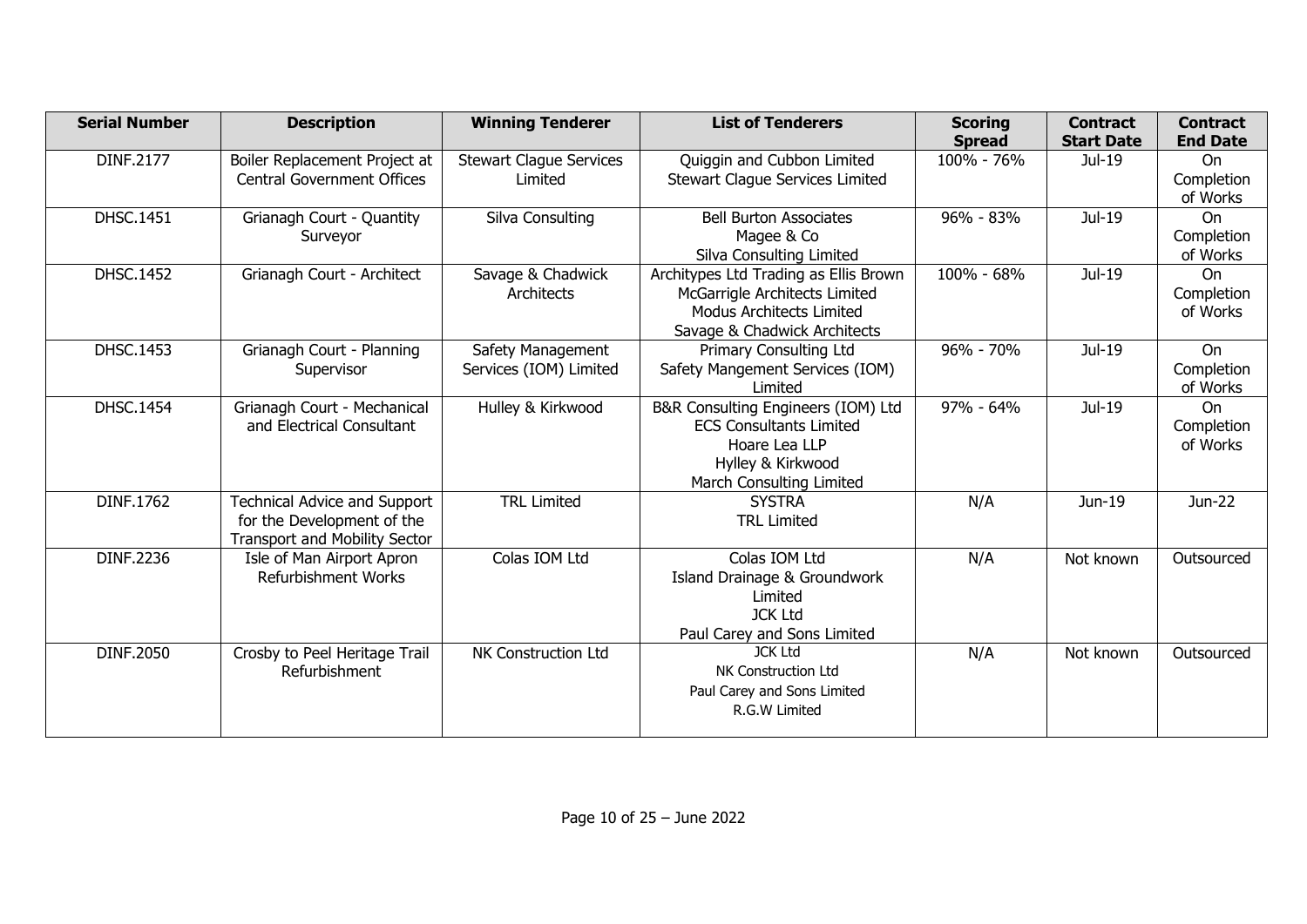| Serial Number | Description | Winning Tenderer | List of Tenderers | Scoring Spread | Contract Start Date | Contract End Date |
|---|---|---|---|---|---|---|
| DINF.2177 | Boiler Replacement Project at Central Government Offices | Stewart Clague Services Limited | Quiggin and Cubbon Limited<br>Stewart Clague Services Limited | 100% - 76% | Jul-19 | On Completion of Works |
| DHSC.1451 | Grianagh Court - Quantity Surveyor | Silva Consulting | Bell Burton Associates<br>Magee & Co<br>Silva Consulting Limited | 96% - 83% | Jul-19 | On Completion of Works |
| DHSC.1452 | Grianagh Court - Architect | Savage & Chadwick Architects | Architypes Ltd Trading as Ellis Brown<br>McGarrigle Architects Limited<br>Modus Architects Limited<br>Savage & Chadwick Architects | 100% - 68% | Jul-19 | On Completion of Works |
| DHSC.1453 | Grianagh Court - Planning Supervisor | Safety Management Services (IOM) Limited | Primary Consulting Ltd<br>Safety Mangement Services (IOM) Limited | 96% - 70% | Jul-19 | On Completion of Works |
| DHSC.1454 | Grianagh Court - Mechanical and Electrical Consultant | Hulley & Kirkwood | B&R Consulting Engineers (IOM) Ltd<br>ECS Consultants Limited<br>Hoare Lea LLP<br>Hylley & Kirkwood<br>March Consulting Limited | 97% - 64% | Jul-19 | On Completion of Works |
| DINF.1762 | Technical Advice and Support for the Development of the Transport and Mobility Sector | TRL Limited | SYSTRA<br>TRL Limited | N/A | Jun-19 | Jun-22 |
| DINF.2236 | Isle of Man Airport Apron Refurbishment Works | Colas IOM Ltd | Colas IOM Ltd<br>Island Drainage & Groundwork Limited<br>JCK Ltd<br>Paul Carey and Sons Limited | N/A | Not known | Outsourced |
| DINF.2050 | Crosby to Peel Heritage Trail Refurbishment | NK Construction Ltd | JCK Ltd<br>NK Construction Ltd<br>Paul Carey and Sons Limited<br>R.G.W Limited | N/A | Not known | Outsourced |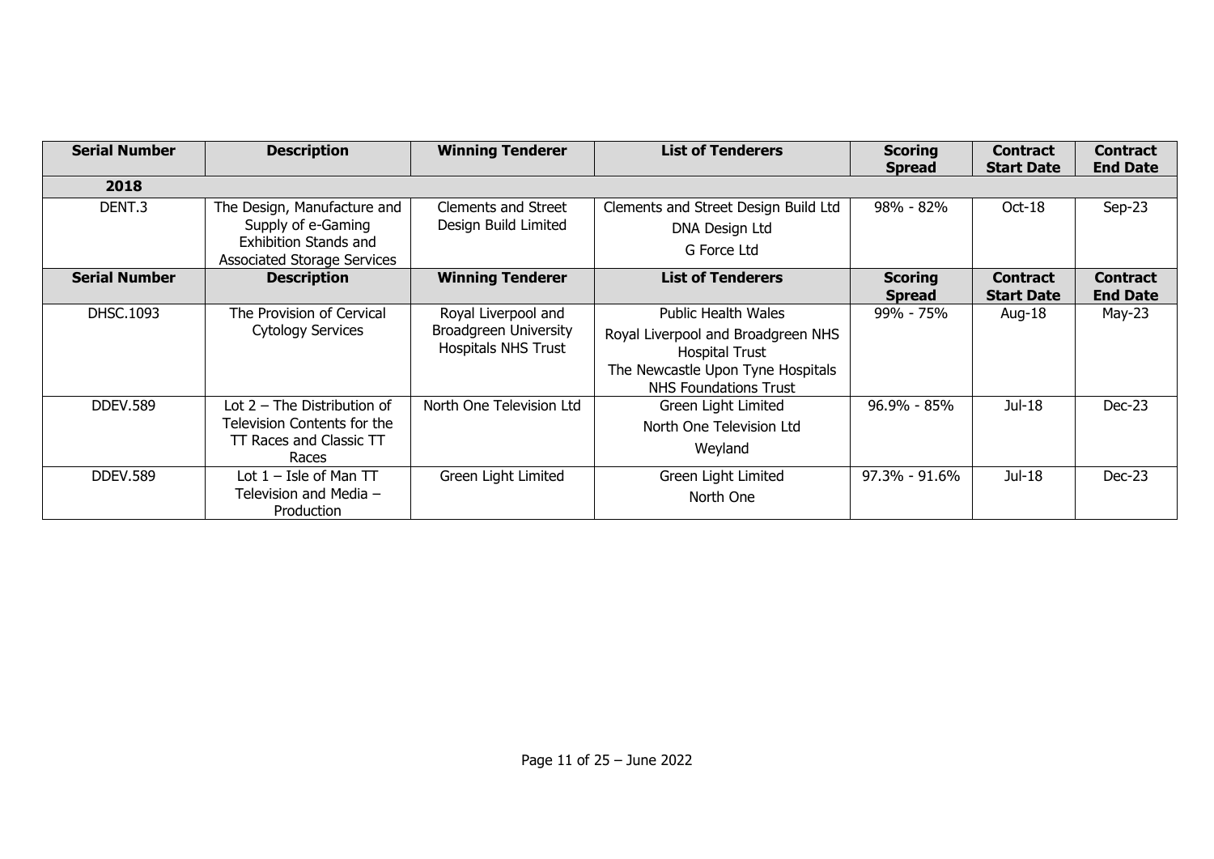| Serial Number | Description | Winning Tenderer | List of Tenderers | Scoring Spread | Contract Start Date | Contract End Date |
|---|---|---|---|---|---|---|
| **2018** | | | | | | |
| DENT.3 | The Design, Manufacture and Supply of e-Gaming Exhibition Stands and Associated Storage Services | Clements and Street Design Build Limited | Clements and Street Design Build Ltd<br>DNA Design Ltd<br>G Force Ltd | 98% - 82% | Oct-18 | Sep-23 |
| **Serial Number** | **Description** | **Winning Tenderer** | **List of Tenderers** | **Scoring Spread** | **Contract Start Date** | **Contract End Date** |
| DHSC.1093 | The Provision of Cervical Cytology Services | Royal Liverpool and Broadgreen University Hospitals NHS Trust | Public Health Wales<br>Royal Liverpool and Broadgreen NHS Hospital Trust<br>The Newcastle Upon Tyne Hospitals NHS Foundations Trust | 99% - 75% | Aug-18 | May-23 |
| DDEV.589 | Lot 2 – The Distribution of Television Contents for the TT Races and Classic TT Races | North One Television Ltd | Green Light Limited<br>North One Television Ltd<br>Weyland | 96.9% - 85% | Jul-18 | Dec-23 |
| DDEV.589 | Lot 1 – Isle of Man TT Television and Media – Production | Green Light Limited | Green Light Limited<br>North One | 97.3% - 91.6% | Jul-18 | Dec-23 |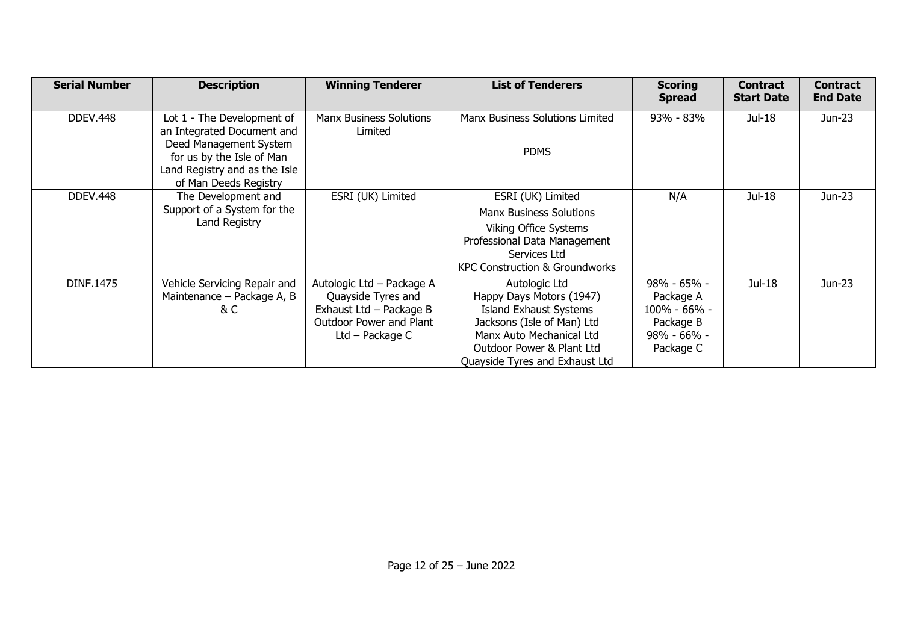| Serial Number | Description | Winning Tenderer | List of Tenderers | Scoring Spread | Contract Start Date | Contract End Date |
|---|---|---|---|---|---|---|
| DDEV.448 | Lot 1 - The Development of an Integrated Document and Deed Management System for us by the Isle of Man Land Registry and as the Isle of Man Deeds Registry | Manx Business Solutions Limited | Manx Business Solutions Limited<br><br>PDMS | 93% - 83% | Jul-18 | Jun-23 |
| DDEV.448 | The Development and Support of a System for the Land Registry | ESRI (UK) Limited | ESRI (UK) Limited<br>Manx Business Solutions<br>Viking Office Systems<br>Professional Data Management Services Ltd<br>KPC Construction & Groundworks | N/A | Jul-18 | Jun-23 |
| DINF.1475 | Vehicle Servicing Repair and Maintenance – Package A, B & C | Autologic Ltd – Package A<br>Quayside Tyres and Exhaust Ltd – Package B<br>Outdoor Power and Plant Ltd – Package C | Autologic Ltd<br>Happy Days Motors (1947)<br>Island Exhaust Systems<br>Jacksons (Isle of Man) Ltd<br>Manx Auto Mechanical Ltd<br>Outdoor Power & Plant Ltd<br>Quayside Tyres and Exhaust Ltd | 98% - 65% - Package A<br>100% - 66% - Package B<br>98% - 66% - Package C | Jul-18 | Jun-23 |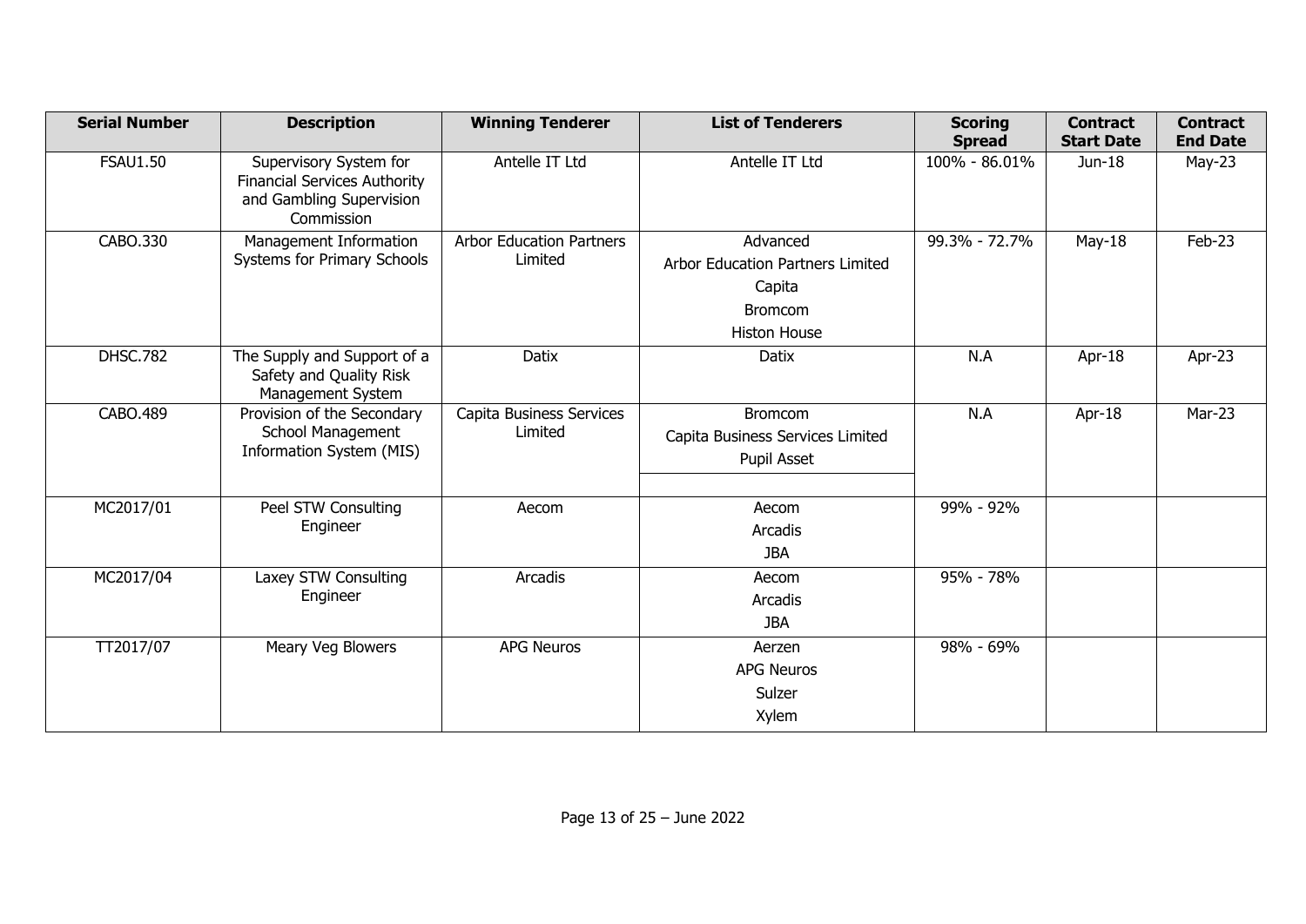| Serial Number | Description | Winning Tenderer | List of Tenderers | Scoring Spread | Contract Start Date | Contract End Date |
|---|---|---|---|---|---|---|
| FSAU1.50 | Supervisory System for Financial Services Authority and Gambling Supervision Commission | Antelle IT Ltd | Antelle IT Ltd | 100% - 86.01% | Jun-18 | May-23 |
| CABO.330 | Management Information Systems for Primary Schools | Arbor Education Partners Limited | Advanced<br>Arbor Education Partners Limited<br>Capita<br>Bromcom<br>Histon House | 99.3% - 72.7% | May-18 | Feb-23 |
| DHSC.782 | The Supply and Support of a Safety and Quality Risk Management System | Datix | Datix | N.A | Apr-18 | Apr-23 |
| CABO.489 | Provision of the Secondary School Management Information System (MIS) | Capita Business Services Limited | Bromcom<br>Capita Business Services Limited<br>Pupil Asset | N.A | Apr-18 | Mar-23 |
| MC2017/01 | Peel STW Consulting Engineer | Aecom | Aecom<br>Arcadis<br>JBA | 99% - 92% | | |
| MC2017/04 | Laxey STW Consulting Engineer | Arcadis | Aecom<br>Arcadis<br>JBA | 95% - 78% | | |
| TT2017/07 | Meary Veg Blowers | APG Neuros | Aerzen<br>APG Neuros<br>Sulzer<br>Xylem | 98% - 69% | | |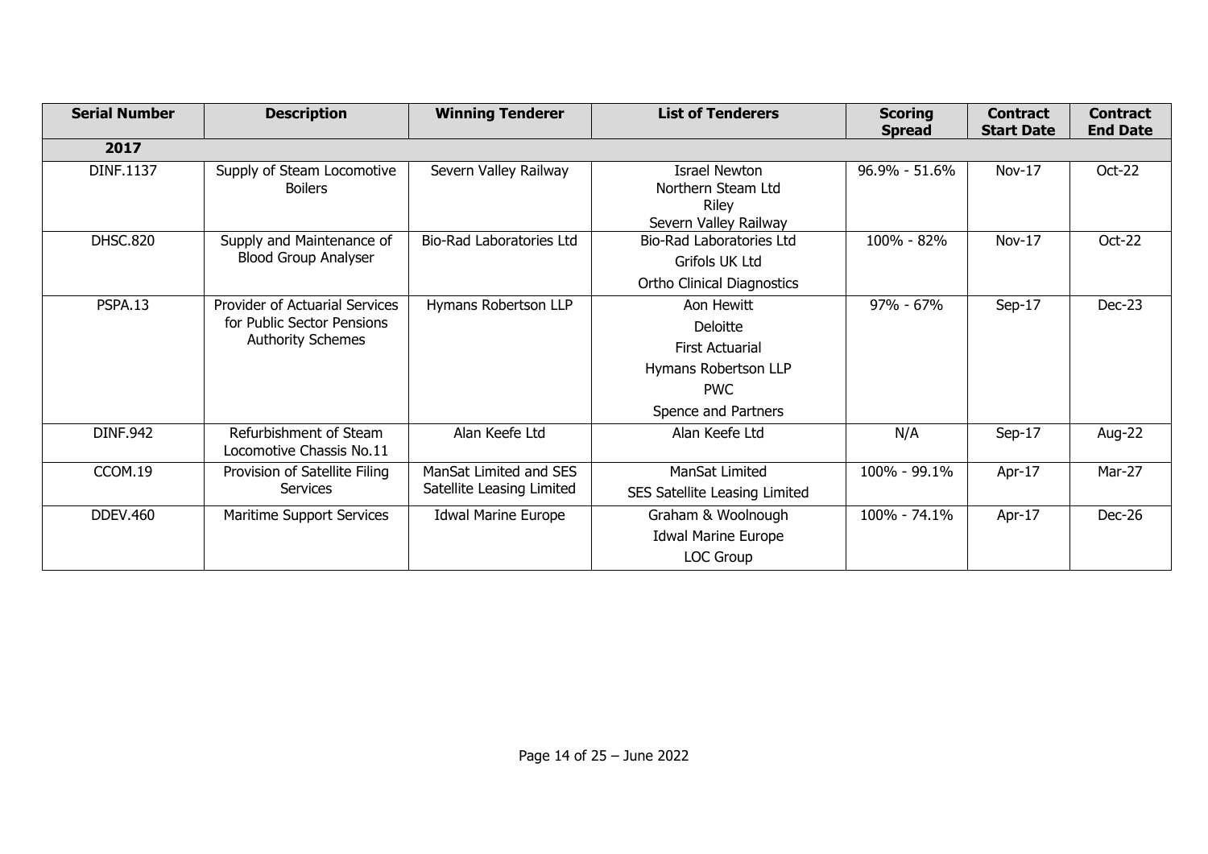| Serial Number | Description | Winning Tenderer | List of Tenderers | Scoring Spread | Contract Start Date | Contract End Date |
|---|---|---|---|---|---|---|
| **2017** | | | | | | |
| DINF.1137 | Supply of Steam Locomotive Boilers | Severn Valley Railway | Israel Newton<br>Northern Steam Ltd<br>Riley<br>Severn Valley Railway | 96.9% - 51.6% | Nov-17 | Oct-22 |
| DHSC.820 | Supply and Maintenance of Blood Group Analyser | Bio-Rad Laboratories Ltd | Bio-Rad Laboratories Ltd<br>Grifols UK Ltd<br>Ortho Clinical Diagnostics | 100% - 82% | Nov-17 | Oct-22 |
| PSPA.13 | Provider of Actuarial Services for Public Sector Pensions Authority Schemes | Hymans Robertson LLP | Aon Hewitt<br>Deloitte<br>First Actuarial<br>Hymans Robertson LLP<br>PWC<br>Spence and Partners | 97% - 67% | Sep-17 | Dec-23 |
| DINF.942 | Refurbishment of Steam Locomotive Chassis No.11 | Alan Keefe Ltd | Alan Keefe Ltd | N/A | Sep-17 | Aug-22 |
| CCOM.19 | Provision of Satellite Filing Services | ManSat Limited and SES Satellite Leasing Limited | ManSat Limited<br>SES Satellite Leasing Limited | 100% - 99.1% | Apr-17 | Mar-27 |
| DDEV.460 | Maritime Support Services | Idwal Marine Europe | Graham & Woolnough<br>Idwal Marine Europe<br>LOC Group | 100% - 74.1% | Apr-17 | Dec-26 |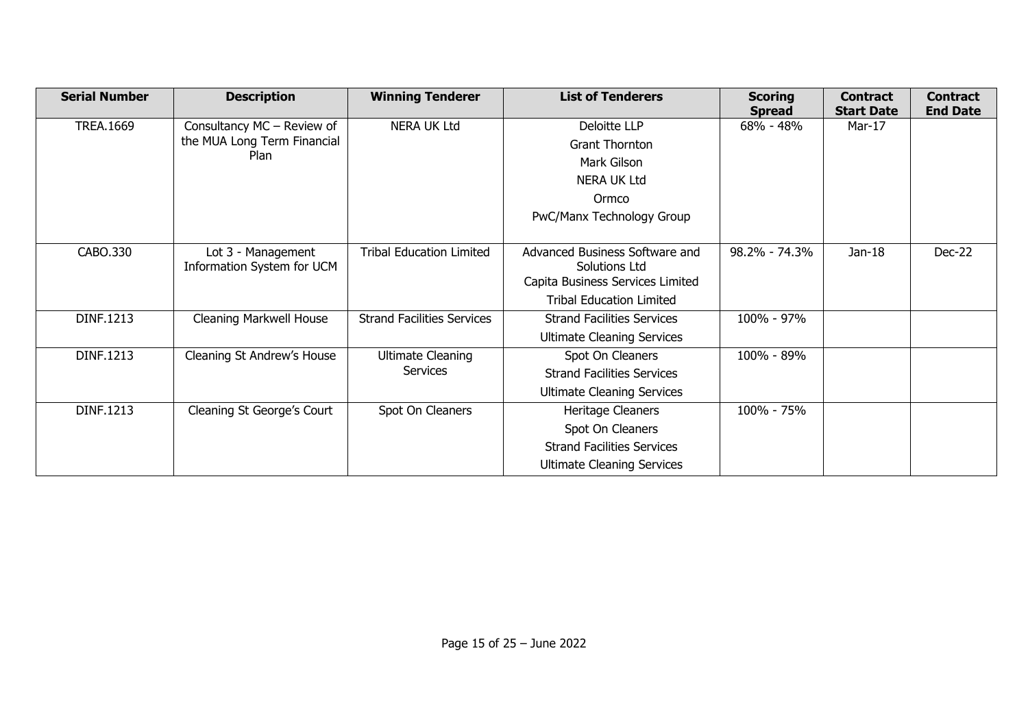| Serial Number | Description | Winning Tenderer | List of Tenderers | Scoring Spread | Contract Start Date | Contract End Date |
|---|---|---|---|---|---|---|
| TREA.1669 | Consultancy MC – Review of the MUA Long Term Financial Plan | NERA UK Ltd | Deloitte LLP<br>Grant Thornton<br>Mark Gilson<br>NERA UK Ltd<br>Ormco<br>PwC/Manx Technology Group | 68% - 48% | Mar-17 | |
| CABO.330 | Lot 3 - Management Information System for UCM | Tribal Education Limited | Advanced Business Software and Solutions Ltd<br>Capita Business Services Limited<br>Tribal Education Limited | 98.2% - 74.3% | Jan-18 | Dec-22 |
| DINF.1213 | Cleaning Markwell House | Strand Facilities Services | Strand Facilities Services<br>Ultimate Cleaning Services | 100% - 97% | | |
| DINF.1213 | Cleaning St Andrew's House | Ultimate Cleaning Services | Spot On Cleaners<br>Strand Facilities Services<br>Ultimate Cleaning Services | 100% - 89% | | |
| DINF.1213 | Cleaning St George's Court | Spot On Cleaners | Heritage Cleaners<br>Spot On Cleaners<br>Strand Facilities Services<br>Ultimate Cleaning Services | 100% - 75% | | |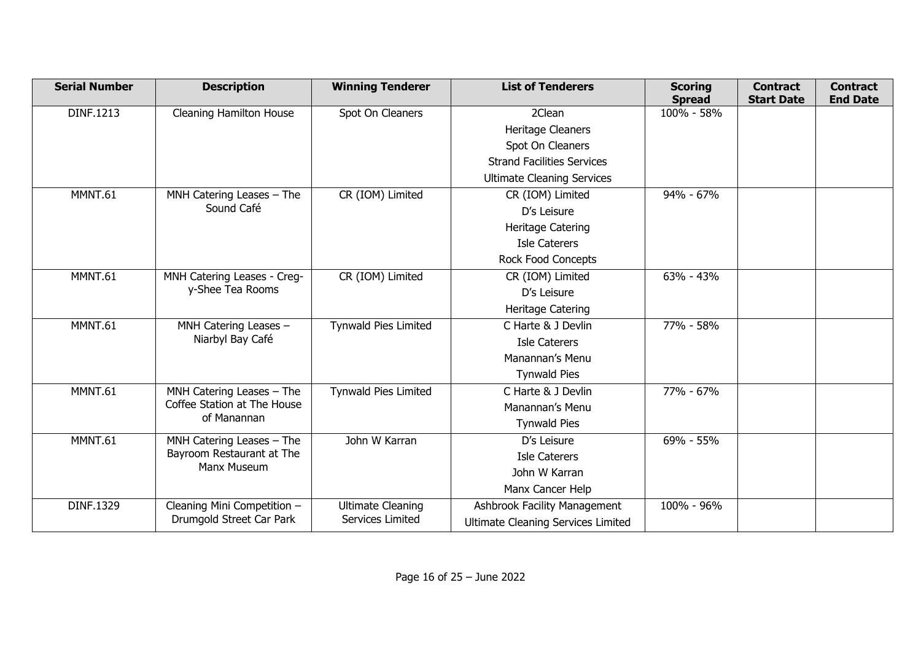| Serial Number | Description | Winning Tenderer | List of Tenderers | Scoring Spread | Contract Start Date | Contract End Date |
|---|---|---|---|---|---|---|
| DINF.1213 | Cleaning Hamilton House | Spot On Cleaners | 2Clean<br>Heritage Cleaners<br>Spot On Cleaners<br>Strand Facilities Services<br>Ultimate Cleaning Services | 100% - 58% | | |
| MMNT.61 | MNH Catering Leases – The Sound Café | CR (IOM) Limited | CR (IOM) Limited<br>D's Leisure<br>Heritage Catering<br>Isle Caterers<br>Rock Food Concepts | 94% - 67% | | |
| MMNT.61 | MNH Catering Leases - Creg-y-Shee Tea Rooms | CR (IOM) Limited | CR (IOM) Limited<br>D's Leisure<br>Heritage Catering | 63% - 43% | | |
| MMNT.61 | MNH Catering Leases – Niarbyl Bay Café | Tynwald Pies Limited | C Harte & J Devlin<br>Isle Caterers<br>Manannan's Menu<br>Tynwald Pies | 77% - 58% | | |
| MMNT.61 | MNH Catering Leases – The Coffee Station at The House of Manannan | Tynwald Pies Limited | C Harte & J Devlin<br>Manannan's Menu<br>Tynwald Pies | 77% - 67% | | |
| MMNT.61 | MNH Catering Leases – The Bayroom Restaurant at The Manx Museum | John W Karran | D's Leisure<br>Isle Caterers<br>John W Karran<br>Manx Cancer Help | 69% - 55% | | |
| DINF.1329 | Cleaning Mini Competition – Drumgold Street Car Park | Ultimate Cleaning Services Limited | Ashbrook Facility Management<br>Ultimate Cleaning Services Limited | 100% - 96% | | |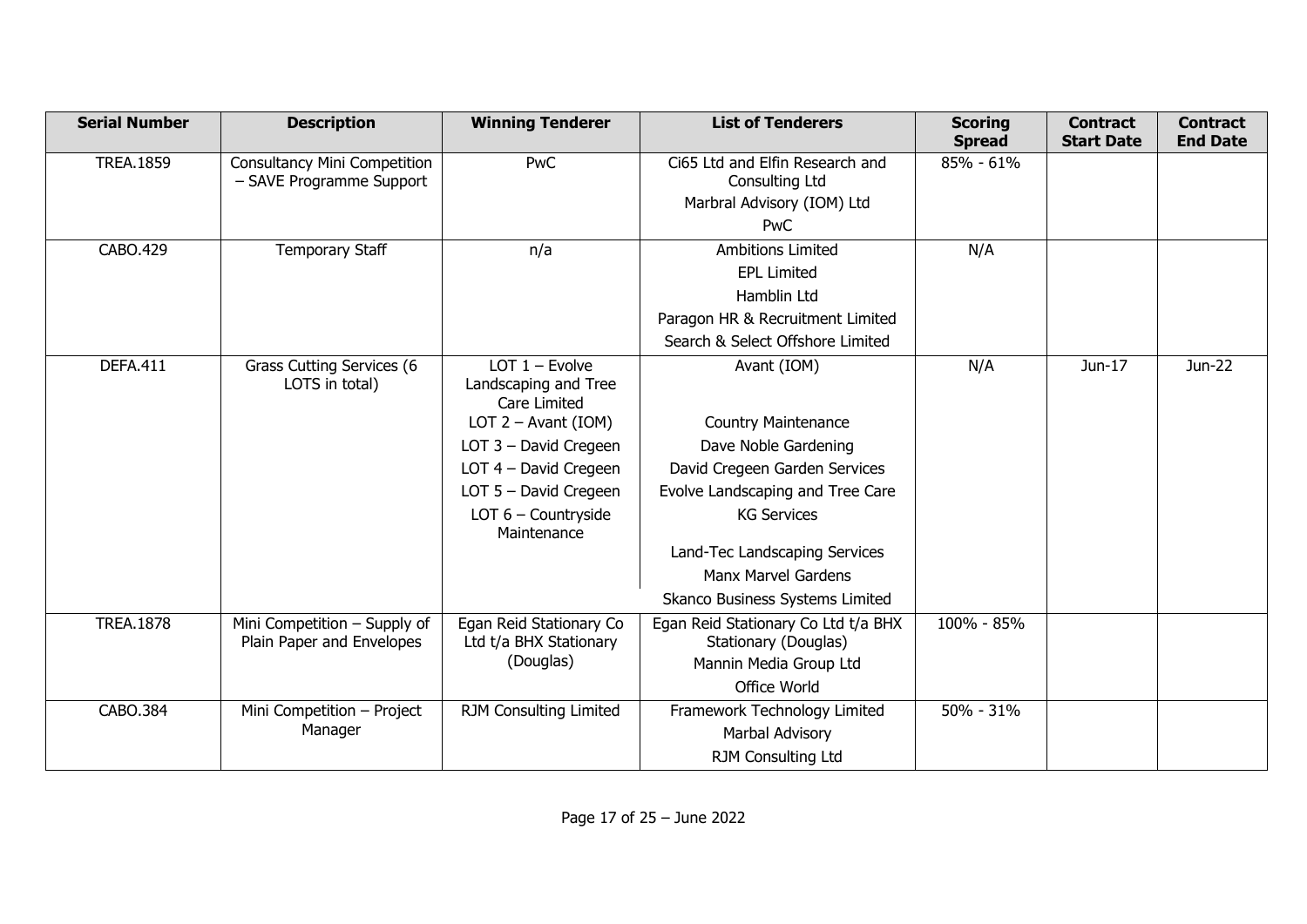| Serial Number | Description | Winning Tenderer | List of Tenderers | Scoring Spread | Contract Start Date | Contract End Date |
|---|---|---|---|---|---|---|
| TREA.1859 | Consultancy Mini Competition – SAVE Programme Support | PwC | Ci65 Ltd and Elfin Research and Consulting Ltd<br>Marbral Advisory (IOM) Ltd<br>PwC | 85% - 61% | | |
| CABO.429 | Temporary Staff | n/a | Ambitions Limited<br>EPL Limited<br>Hamblin Ltd<br>Paragon HR & Recruitment Limited<br>Search & Select Offshore Limited | N/A | | |
| DEFA.411 | Grass Cutting Services (6 LOTS in total) | LOT 1 – Evolve Landscaping and Tree Care Limited<br>LOT 2 – Avant (IOM)<br>LOT 3 – David Cregeen<br>LOT 4 – David Cregeen<br>LOT 5 – David Cregeen<br>LOT 6 – Countryside Maintenance | Avant (IOM)<br>Country Maintenance<br>Dave Noble Gardening<br>David Cregeen Garden Services<br>Evolve Landscaping and Tree Care<br>KG Services<br>Land-Tec Landscaping Services<br>Manx Marvel Gardens<br>Skanco Business Systems Limited | N/A | Jun-17 | Jun-22 |
| TREA.1878 | Mini Competition – Supply of Plain Paper and Envelopes | Egan Reid Stationary Co Ltd t/a BHX Stationary (Douglas) | Egan Reid Stationary Co Ltd t/a BHX Stationary (Douglas)<br>Mannin Media Group Ltd<br>Office World | 100% - 85% | | |
| CABO.384 | Mini Competition – Project Manager | RJM Consulting Limited | Framework Technology Limited<br>Marbal Advisory<br>RJM Consulting Ltd | 50% - 31% | | |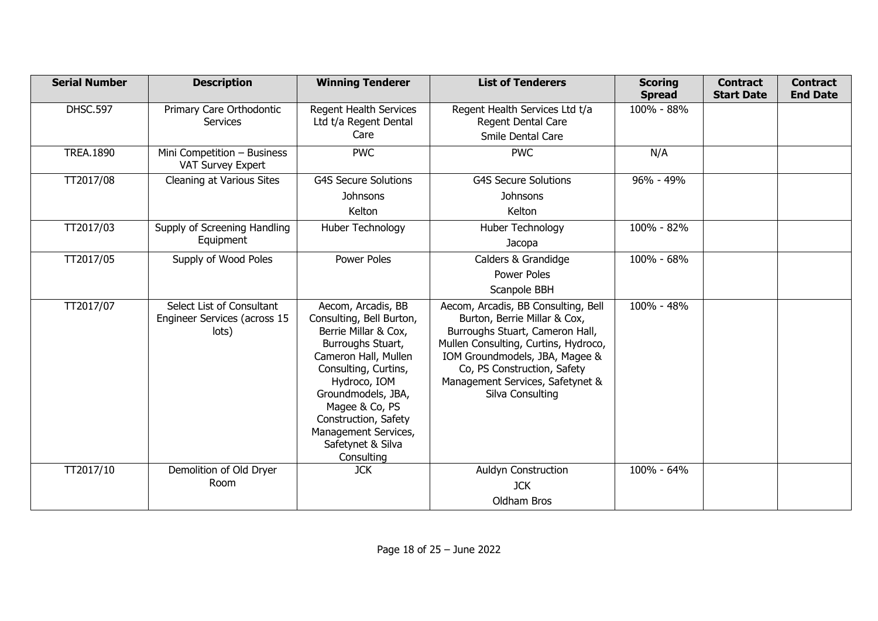| Serial Number | Description | Winning Tenderer | List of Tenderers | Scoring Spread | Contract Start Date | Contract End Date |
|---|---|---|---|---|---|---|
| DHSC.597 | Primary Care Orthodontic Services | Regent Health Services Ltd t/a Regent Dental Care | Regent Health Services Ltd t/a Regent Dental Care<br>Smile Dental Care | 100% - 88% | | |
| TREA.1890 | Mini Competition – Business VAT Survey Expert | PWC | PWC | N/A | | |
| TT2017/08 | Cleaning at Various Sites | G4S Secure Solutions<br>Johnsons<br>Kelton | G4S Secure Solutions<br>Johnsons<br>Kelton | 96% - 49% | | |
| TT2017/03 | Supply of Screening Handling Equipment | Huber Technology | Huber Technology<br>Jacopa | 100% - 82% | | |
| TT2017/05 | Supply of Wood Poles | Power Poles | Calders & Grandidge<br>Power Poles<br>Scanpole BBH | 100% - 68% | | |
| TT2017/07 | Select List of Consultant Engineer Services (across 15 lots) | Aecom, Arcadis, BB Consulting, Bell Burton, Berrie Millar & Cox, Burroughs Stuart, Cameron Hall, Mullen Consulting, Curtins, Hydroco, IOM Groundmodels, JBA, Magee & Co, PS Construction, Safety Management Services, Safetynet & Silva Consulting | Aecom, Arcadis, BB Consulting, Bell Burton, Berrie Millar & Cox, Burroughs Stuart, Cameron Hall, Mullen Consulting, Curtins, Hydroco, IOM Groundmodels, JBA, Magee & Co, PS Construction, Safety Management Services, Safetynet & Silva Consulting | 100% - 48% | | |
| TT2017/10 | Demolition of Old Dryer Room | JCK | Auldyn Construction<br>JCK<br>Oldham Bros | 100% - 64% | | |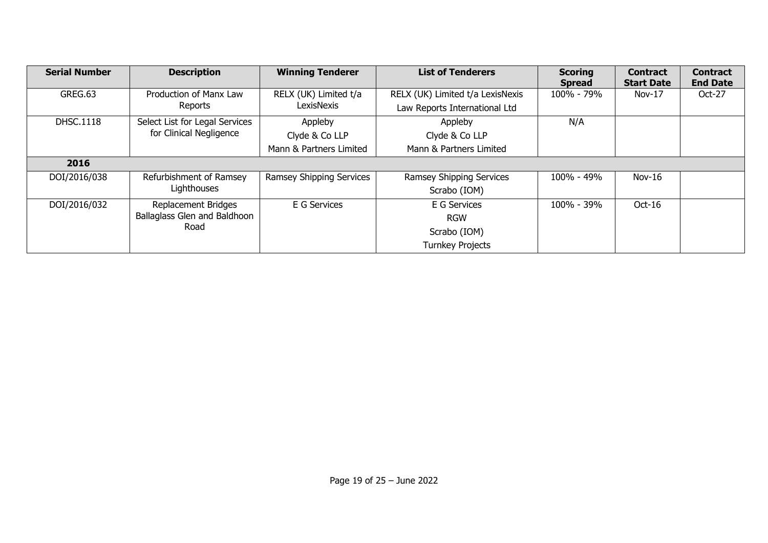| Serial Number | Description | Winning Tenderer | List of Tenderers | Scoring Spread | Contract Start Date | Contract End Date |
|---|---|---|---|---|---|---|
| GREG.63 | Production of Manx Law Reports | RELX (UK) Limited t/a LexisNexis | RELX (UK) Limited t/a LexisNexis<br>Law Reports International Ltd | 100% - 79% | Nov-17 | Oct-27 |
| DHSC.1118 | Select List for Legal Services for Clinical Negligence | Appleby<br>Clyde & Co LLP<br>Mann & Partners Limited | Appleby<br>Clyde & Co LLP<br>Mann & Partners Limited | N/A | | |
| **2016** | | | | | | |
| DOI/2016/038 | Refurbishment of Ramsey Lighthouses | Ramsey Shipping Services | Ramsey Shipping Services<br>Scrabo (IOM) | 100% - 49% | Nov-16 | |
| DOI/2016/032 | Replacement Bridges Ballaglass Glen and Baldhoon Road | E G Services | E G Services<br>RGW<br>Scrabo (IOM)<br>Turnkey Projects | 100% - 39% | Oct-16 | |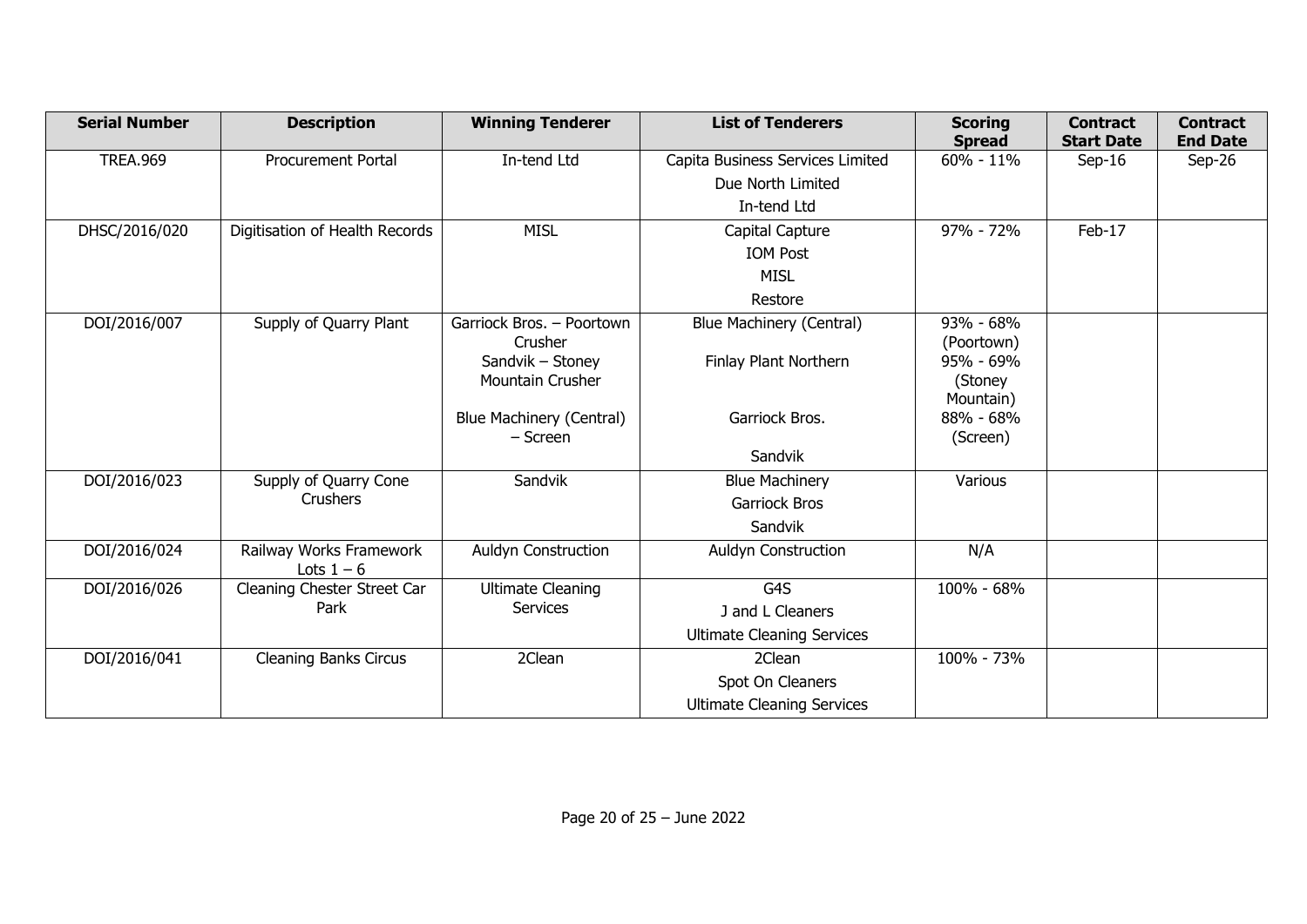| Serial Number | Description | Winning Tenderer | List of Tenderers | Scoring Spread | Contract Start Date | Contract End Date |
|---|---|---|---|---|---|---|
| TREA.969 | Procurement Portal | In-tend Ltd | Capita Business Services Limited<br>Due North Limited<br>In-tend Ltd | 60% - 11% | Sep-16 | Sep-26 |
| DHSC/2016/020 | Digitisation of Health Records | MISL | Capital Capture<br>IOM Post<br>MISL<br>Restore | 97% - 72% | Feb-17 | |
| DOI/2016/007 | Supply of Quarry Plant | Garriock Bros. – Poortown Crusher<br>Sandvik – Stoney Mountain Crusher<br>Blue Machinery (Central) – Screen | Blue Machinery (Central)<br>Finlay Plant Northern<br>Garriock Bros.<br>Sandvik | 93% - 68% (Poortown)<br>95% - 69% (Stoney Mountain)<br>88% - 68% (Screen) | | |
| DOI/2016/023 | Supply of Quarry Cone Crushers | Sandvik | Blue Machinery<br>Garriock Bros<br>Sandvik | Various | | |
| DOI/2016/024 | Railway Works Framework Lots 1 – 6 | Auldyn Construction | Auldyn Construction | N/A | | |
| DOI/2016/026 | Cleaning Chester Street Car Park | Ultimate Cleaning Services | G4S<br>J and L Cleaners<br>Ultimate Cleaning Services | 100% - 68% | | |
| DOI/2016/041 | Cleaning Banks Circus | 2Clean | 2Clean<br>Spot On Cleaners<br>Ultimate Cleaning Services | 100% - 73% | | |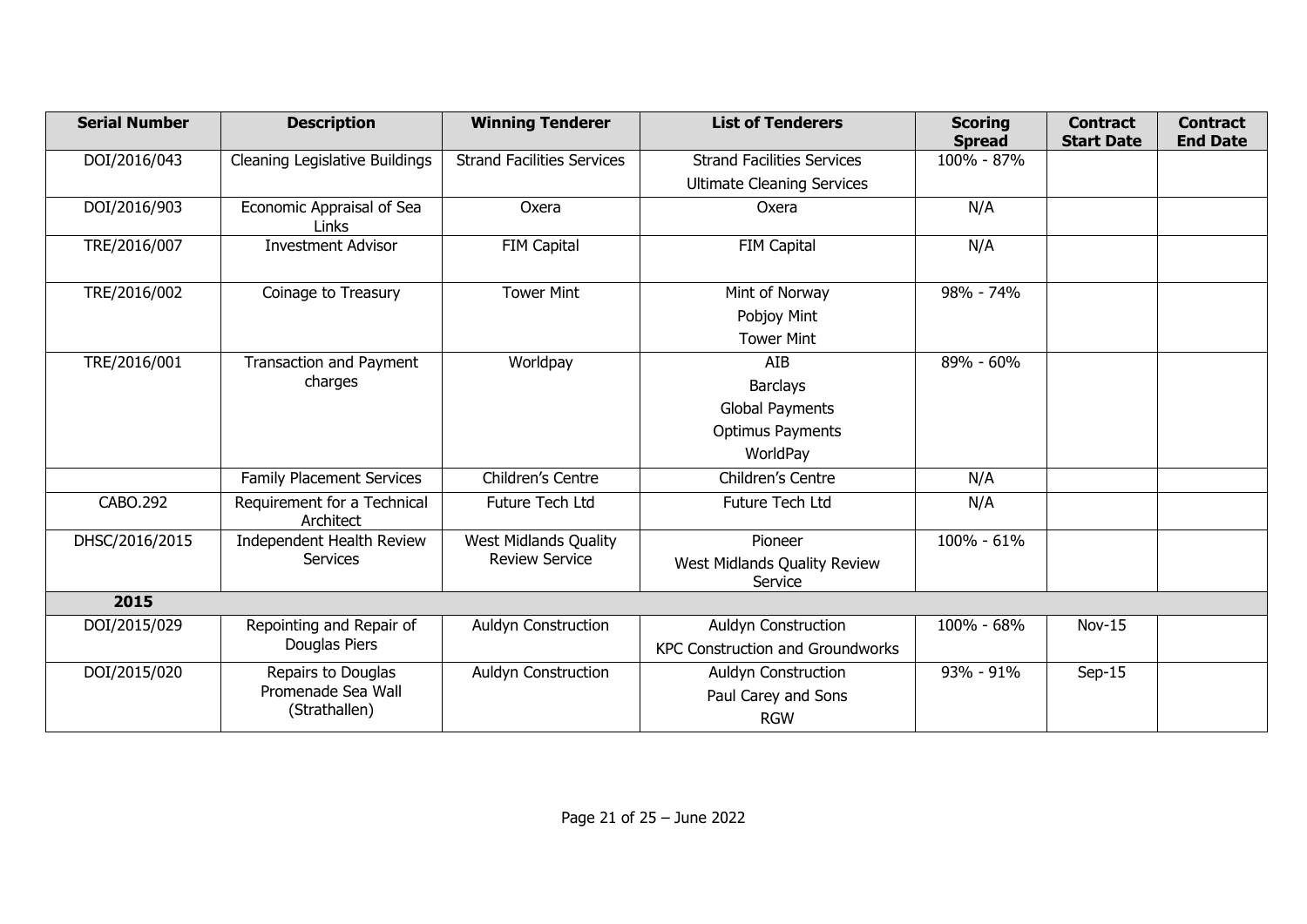| Serial Number | Description | Winning Tenderer | List of Tenderers | Scoring Spread | Contract Start Date | Contract End Date |
|---|---|---|---|---|---|---|
| DOI/2016/043 | Cleaning Legislative Buildings | Strand Facilities Services | Strand Facilities Services<br>Ultimate Cleaning Services | 100% - 87% | | |
| DOI/2016/903 | Economic Appraisal of Sea Links | Oxera | Oxera | N/A | | |
| TRE/2016/007 | Investment Advisor | FIM Capital | FIM Capital | N/A | | |
| TRE/2016/002 | Coinage to Treasury | Tower Mint | Mint of Norway<br>Pobjoy Mint<br>Tower Mint | 98% - 74% | | |
| TRE/2016/001 | Transaction and Payment charges | Worldpay | AIB<br>Barclays<br>Global Payments<br>Optimus Payments<br>WorldPay | 89% - 60% | | |
| | Family Placement Services | Children's Centre | Children's Centre | N/A | | |
| CABO.292 | Requirement for a Technical Architect | Future Tech Ltd | Future Tech Ltd | N/A | | |
| DHSC/2016/2015 | Independent Health Review Services | West Midlands Quality Review Service | Pioneer<br>West Midlands Quality Review Service | 100% - 61% | | |
| **2015** | | | | | | |
| DOI/2015/029 | Repointing and Repair of Douglas Piers | Auldyn Construction | Auldyn Construction<br>KPC Construction and Groundworks | 100% - 68% | Nov-15 | |
| DOI/2015/020 | Repairs to Douglas Promenade Sea Wall (Strathallen) | Auldyn Construction | Auldyn Construction<br>Paul Carey and Sons<br>RGW | 93% - 91% | Sep-15 | |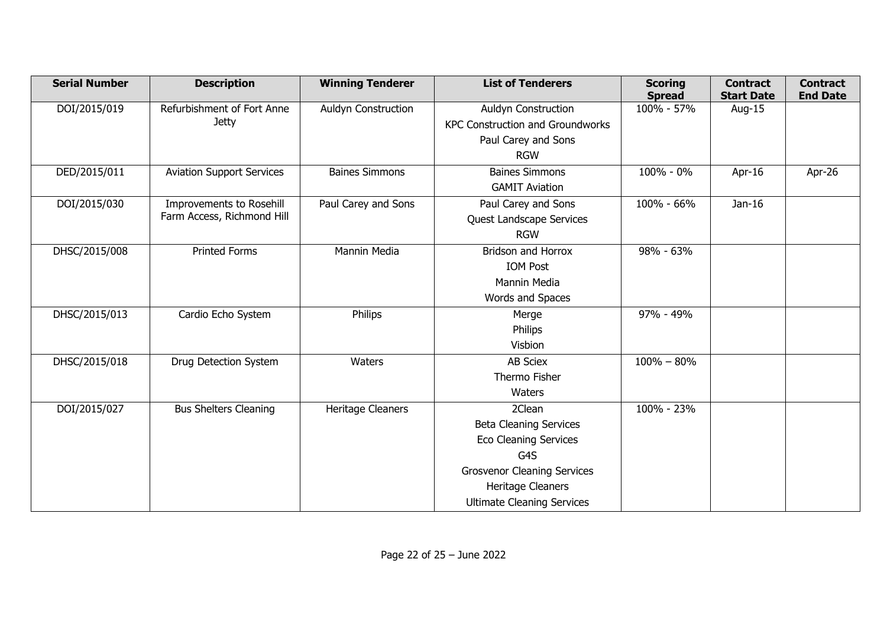| Serial Number | Description | Winning Tenderer | List of Tenderers | Scoring Spread | Contract Start Date | Contract End Date |
|---|---|---|---|---|---|---|
| DOI/2015/019 | Refurbishment of Fort Anne Jetty | Auldyn Construction | Auldyn Construction<br>KPC Construction and Groundworks<br>Paul Carey and Sons<br>RGW | 100% - 57% | Aug-15 | |
| DED/2015/011 | Aviation Support Services | Baines Simmons | Baines Simmons<br>GAMIT Aviation | 100% - 0% | Apr-16 | Apr-26 |
| DOI/2015/030 | Improvements to Rosehill Farm Access, Richmond Hill | Paul Carey and Sons | Paul Carey and Sons<br>Quest Landscape Services<br>RGW | 100% - 66% | Jan-16 | |
| DHSC/2015/008 | Printed Forms | Mannin Media | Bridson and Horrox<br>IOM Post<br>Mannin Media<br>Words and Spaces | 98% - 63% | | |
| DHSC/2015/013 | Cardio Echo System | Philips | Merge<br>Philips<br>Visbion | 97% - 49% | | |
| DHSC/2015/018 | Drug Detection System | Waters | AB Sciex<br>Thermo Fisher<br>Waters | 100% – 80% | | |
| DOI/2015/027 | Bus Shelters Cleaning | Heritage Cleaners | 2Clean<br>Beta Cleaning Services<br>Eco Cleaning Services<br>G4S<br>Grosvenor Cleaning Services<br>Heritage Cleaners<br>Ultimate Cleaning Services | 100% - 23% | | |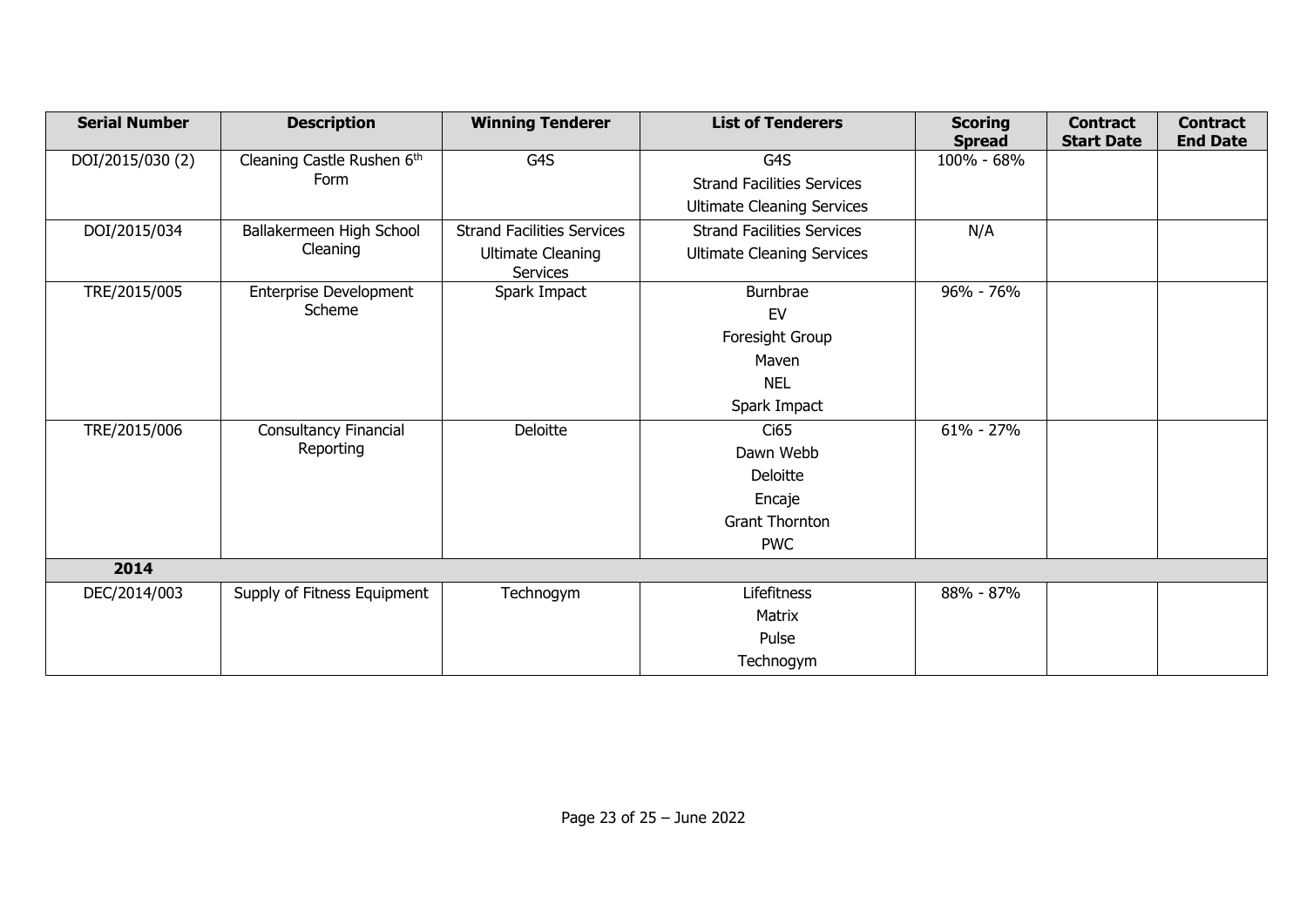| Serial Number | Description | Winning Tenderer | List of Tenderers | Scoring Spread | Contract Start Date | Contract End Date |
|---|---|---|---|---|---|---|
| DOI/2015/030 (2) | Cleaning Castle Rushen 6th Form | G4S | G4S<br>Strand Facilities Services<br>Ultimate Cleaning Services | 100% - 68% | | |
| DOI/2015/034 | Ballakermeen High School Cleaning | Strand Facilities Services<br>Ultimate Cleaning Services | Strand Facilities Services<br>Ultimate Cleaning Services | N/A | | |
| TRE/2015/005 | Enterprise Development Scheme | Spark Impact | Burnbrae<br>EV<br>Foresight Group<br>Maven<br>NEL<br>Spark Impact | 96% - 76% | | |
| TRE/2015/006 | Consultancy Financial Reporting | Deloitte | Ci65<br>Dawn Webb<br>Deloitte<br>Encaje<br>Grant Thornton<br>PWC | 61% - 27% | | |
| **2014** | | | | | | |
| DEC/2014/003 | Supply of Fitness Equipment | Technogym | Lifefitness<br>Matrix<br>Pulse<br>Technogym | 88% - 87% | | |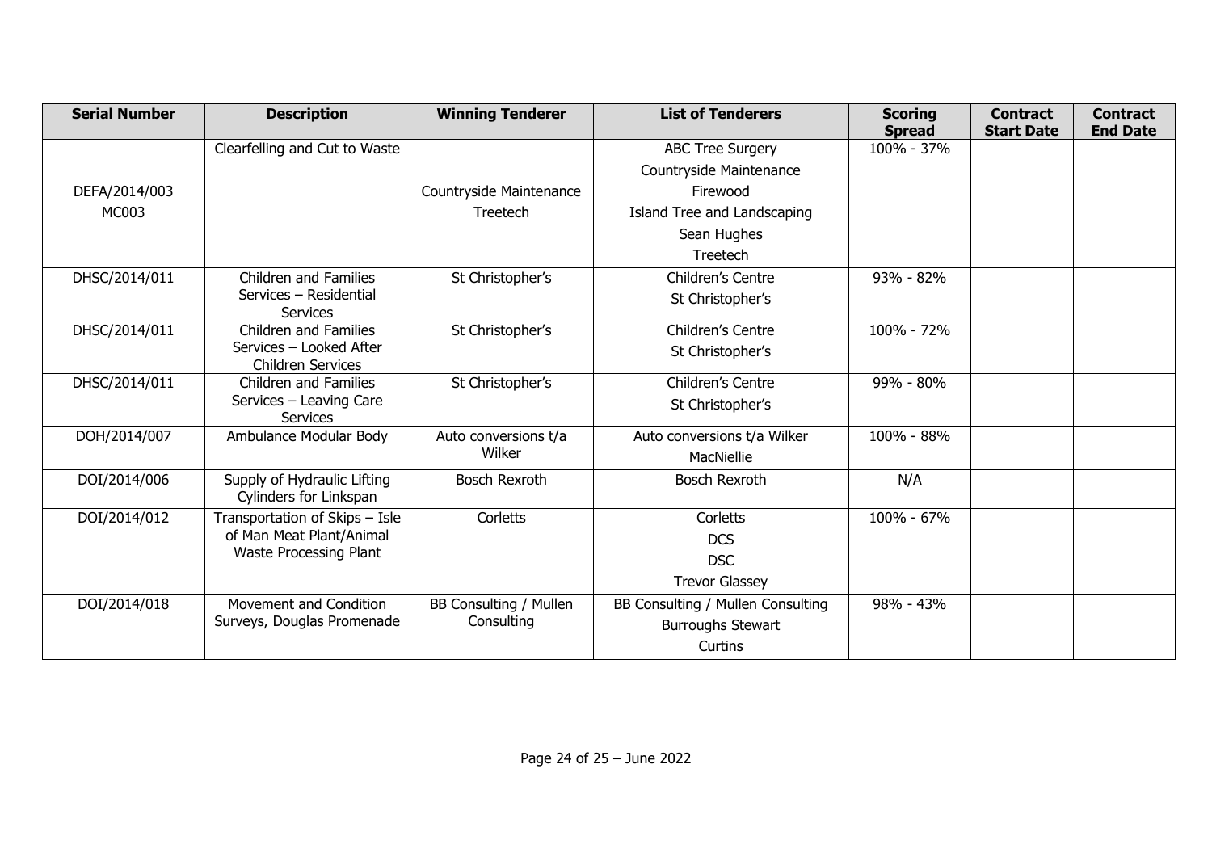| Serial Number | Description | Winning Tenderer | List of Tenderers | Scoring Spread | Contract Start Date | Contract End Date |
|---|---|---|---|---|---|---|
| DEFA/2014/003 MC003 | Clearfelling and Cut to Waste | Countryside Maintenance Treetech | ABC Tree Surgery<br>Countryside Maintenance<br>Firewood<br>Island Tree and Landscaping<br>Sean Hughes<br>Treetech | 100% - 37% | | |
| DHSC/2014/011 | Children and Families Services – Residential Services | St Christopher's | Children's Centre<br>St Christopher's | 93% - 82% | | |
| DHSC/2014/011 | Children and Families Services – Looked After Children Services | St Christopher's | Children's Centre<br>St Christopher's | 100% - 72% | | |
| DHSC/2014/011 | Children and Families Services – Leaving Care Services | St Christopher's | Children's Centre<br>St Christopher's | 99% - 80% | | |
| DOH/2014/007 | Ambulance Modular Body | Auto conversions t/a Wilker | Auto conversions t/a Wilker<br>MacNiellie | 100% - 88% | | |
| DOI/2014/006 | Supply of Hydraulic Lifting Cylinders for Linkspan | Bosch Rexroth | Bosch Rexroth | N/A | | |
| DOI/2014/012 | Transportation of Skips – Isle of Man Meat Plant/Animal Waste Processing Plant | Corletts | Corletts<br>DCS<br>DSC<br>Trevor Glassey | 100% - 67% | | |
| DOI/2014/018 | Movement and Condition Surveys, Douglas Promenade | BB Consulting / Mullen Consulting | BB Consulting / Mullen Consulting<br>Burroughs Stewart<br>Curtins | 98% - 43% | | |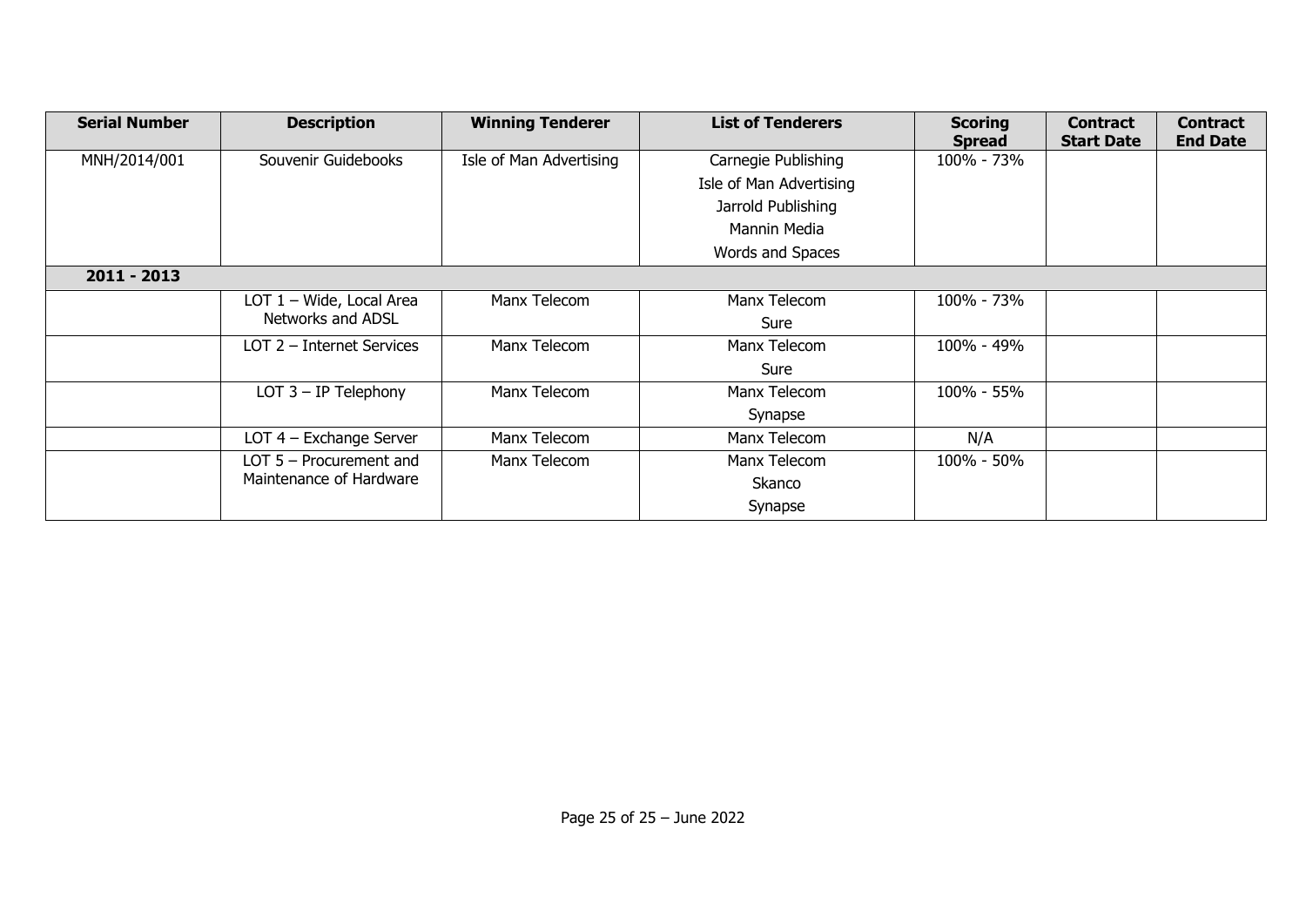| Serial Number | Description | Winning Tenderer | List of Tenderers | Scoring Spread | Contract Start Date | Contract End Date |
|---|---|---|---|---|---|---|
| MNH/2014/001 | Souvenir Guidebooks | Isle of Man Advertising | Carnegie Publishing<br>Isle of Man Advertising<br>Jarrold Publishing<br>Mannin Media<br>Words and Spaces | 100% - 73% | | |
| **2011 - 2013** | | | | | | |
| | LOT 1 – Wide, Local Area Networks and ADSL | Manx Telecom | Manx Telecom<br>Sure | 100% - 73% | | |
| | LOT 2 – Internet Services | Manx Telecom | Manx Telecom<br>Sure | 100% - 49% | | |
| | LOT 3 – IP Telephony | Manx Telecom | Manx Telecom<br>Synapse | 100% - 55% | | |
| | LOT 4 – Exchange Server | Manx Telecom | Manx Telecom | N/A | | |
| | LOT 5 – Procurement and Maintenance of Hardware | Manx Telecom | Manx Telecom<br>Skanco<br>Synapse | 100% - 50% | | |

June 2022